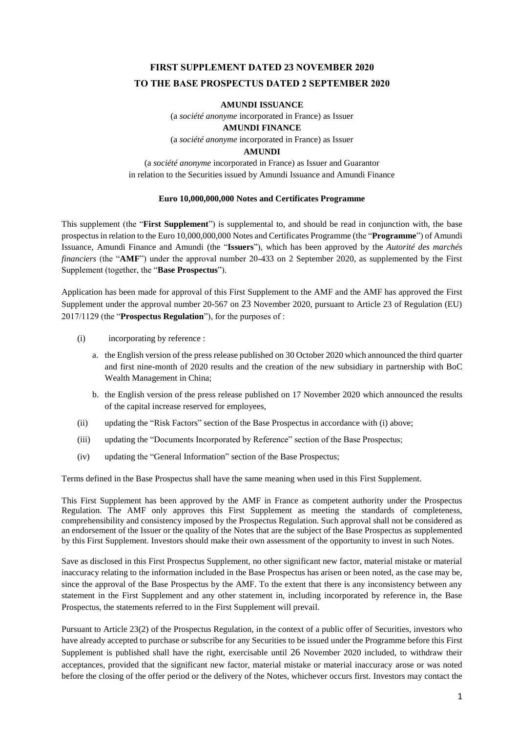# FIRST SUPPLEMENT DATED 23 NOVEMBER 2020
# TO THE BASE PROSPECTUS DATED 2 SEPTEMBER 2020

**AMUNDI ISSUANCE**

(a *société anonyme* incorporated in France) as Issuer

**AMUNDI FINANCE**

(a *société anonyme* incorporated in France) as Issuer

**AMUNDI**

(a *société anonyme* incorporated in France) as Issuer and Guarantor
in relation to the Securities issued by Amundi Issuance and Amundi Finance

**Euro 10,000,000,000 Notes and Certificates Programme**

This supplement (the "**First Supplement**") is supplemental to, and should be read in conjunction with, the base prospectus in relation to the Euro 10,000,000,000 Notes and Certificates Programme (the "**Programme**") of Amundi Issuance, Amundi Finance and Amundi (the "**Issuers**"), which has been approved by the *Autorité des marchés financiers* (the "**AMF**") under the approval number 20-433 on 2 September 2020, as supplemented by the First Supplement (together, the "**Base Prospectus**").

Application has been made for approval of this First Supplement to the AMF and the AMF has approved the First Supplement under the approval number 20-567 on 23 November 2020, pursuant to Article 23 of Regulation (EU) 2017/1129 (the "**Prospectus Regulation**"), for the purposes of :

(i) incorporating by reference :

   a. the English version of the press release published on 30 October 2020 which announced the third quarter and first nine-month of 2020 results and the creation of the new subsidiary in partnership with BoC Wealth Management in China;

   b. the English version of the press release published on 17 November 2020 which announced the results of the capital increase reserved for employees,

(ii) updating the "Risk Factors" section of the Base Prospectus in accordance with (i) above;

(iii) updating the "Documents Incorporated by Reference" section of the Base Prospectus;

(iv) updating the "General Information" section of the Base Prospectus;

Terms defined in the Base Prospectus shall have the same meaning when used in this First Supplement.

This First Supplement has been approved by the AMF in France as competent authority under the Prospectus Regulation. The AMF only approves this First Supplement as meeting the standards of completeness, comprehensibility and consistency imposed by the Prospectus Regulation. Such approval shall not be considered as an endorsement of the Issuer or the quality of the Notes that are the subject of the Base Prospectus as supplemented by this First Supplement. Investors should make their own assessment of the opportunity to invest in such Notes.

Save as disclosed in this First Prospectus Supplement, no other significant new factor, material mistake or material inaccuracy relating to the information included in the Base Prospectus has arisen or been noted, as the case may be, since the approval of the Base Prospectus by the AMF. To the extent that there is any inconsistency between any statement in the First Supplement and any other statement in, including incorporated by reference in, the Base Prospectus, the statements referred to in the First Supplement will prevail.

Pursuant to Article 23(2) of the Prospectus Regulation, in the context of a public offer of Securities, investors who have already accepted to purchase or subscribe for any Securities to be issued under the Programme before this First Supplement is published shall have the right, exercisable until 26 November 2020 included, to withdraw their acceptances, provided that the significant new factor, material mistake or material inaccuracy arose or was noted before the closing of the offer period or the delivery of the Notes, whichever occurs first. Investors may contact the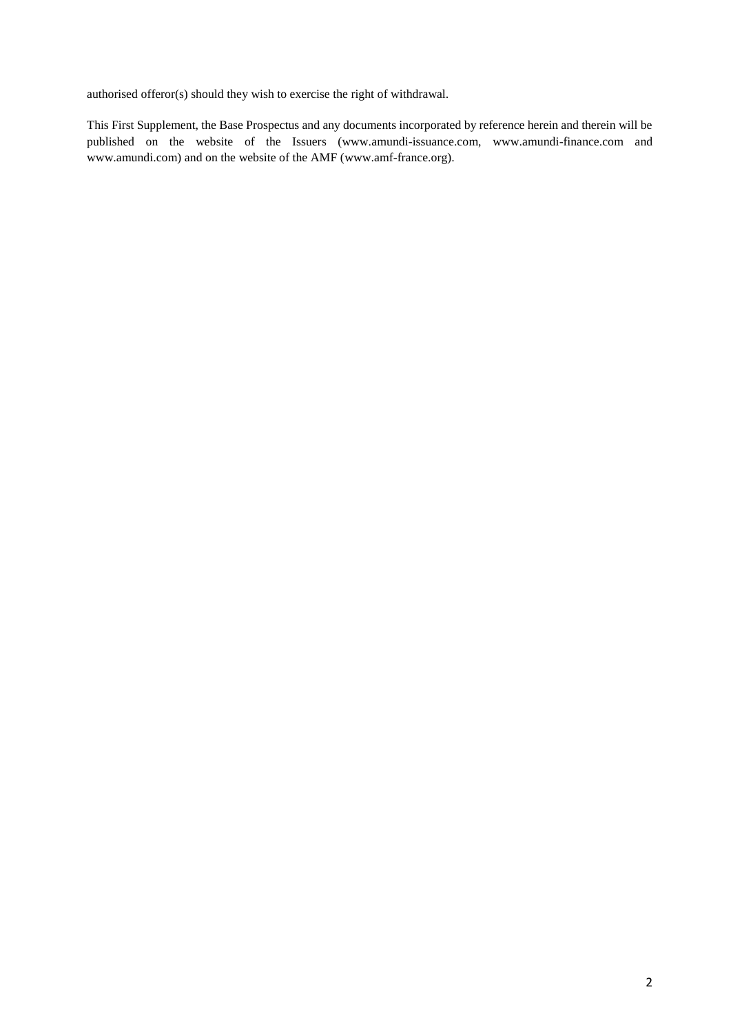authorised offeror(s) should they wish to exercise the right of withdrawal.

This First Supplement, the Base Prospectus and any documents incorporated by reference herein and therein will be published on the website of the Issuers (www.amundi-issuance.com, www.amundi-finance.com and www.amundi.com) and on the website of the AMF (www.amf-france.org).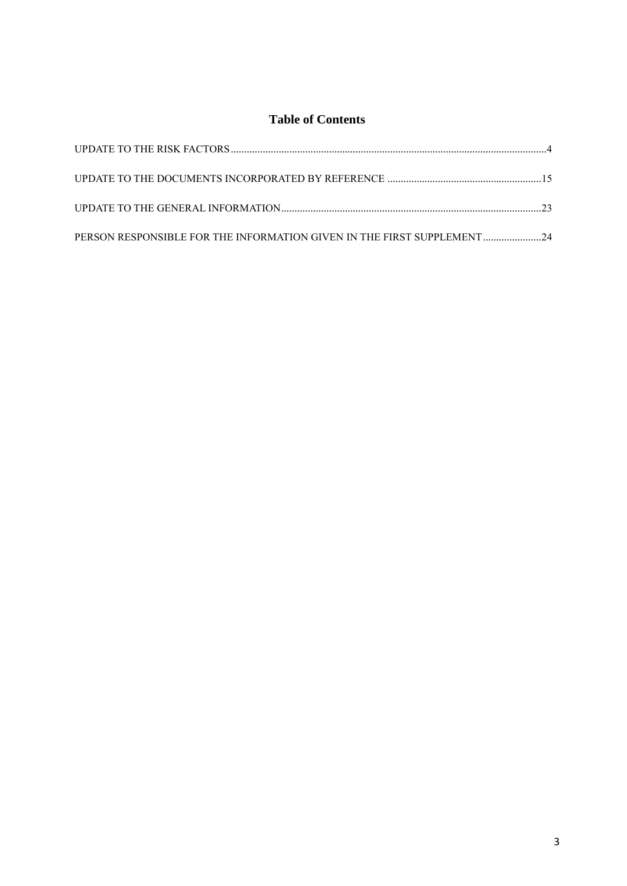# Table of Contents

UPDATE TO THE RISK FACTORS....................................................................................................................4

UPDATE TO THE DOCUMENTS INCORPORATED BY REFERENCE ..........................................................15

UPDATE TO THE GENERAL INFORMATION..................................................................................................23

PERSON RESPONSIBLE FOR THE INFORMATION GIVEN IN THE FIRST SUPPLEMENT......................24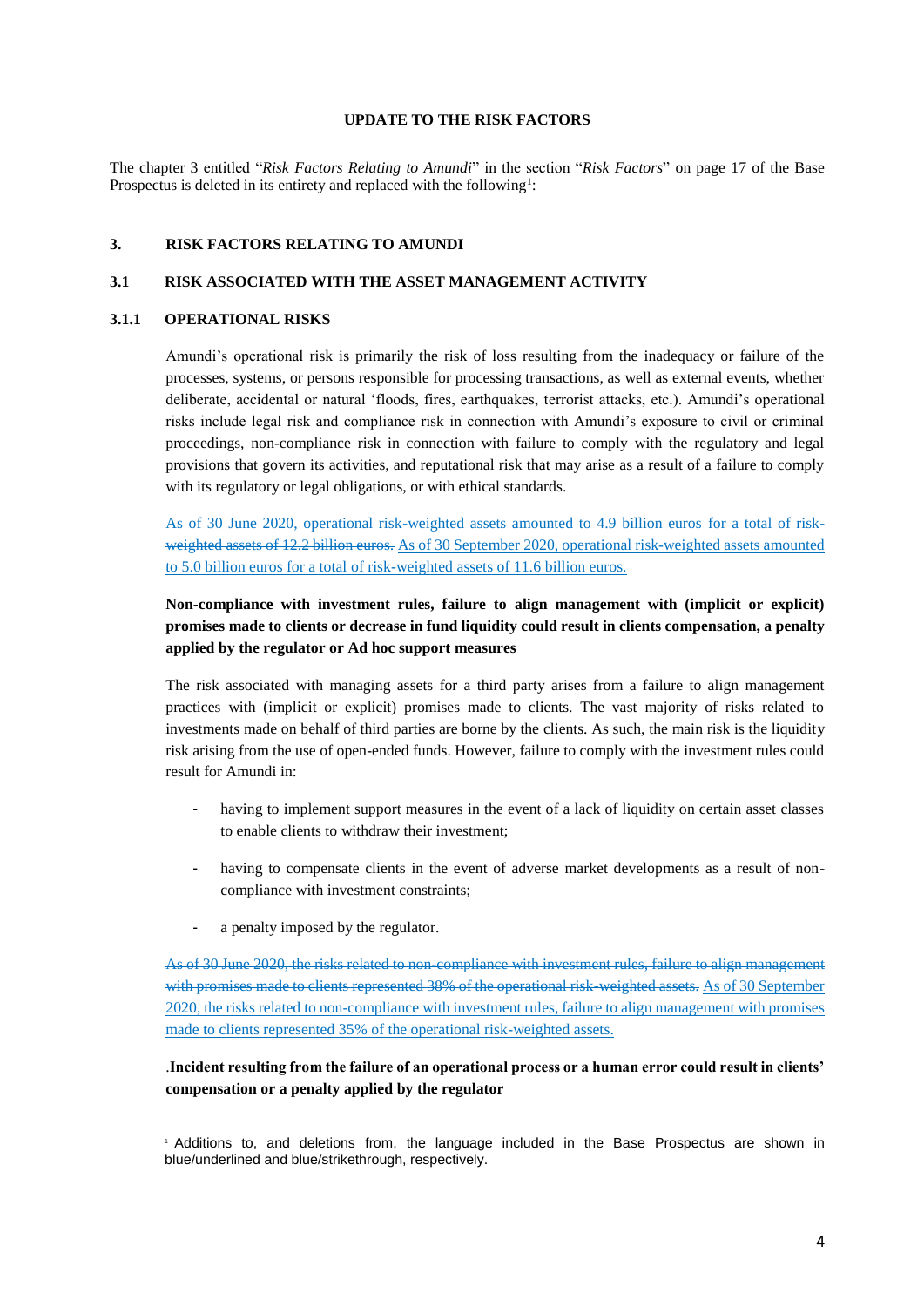**UPDATE TO THE RISK FACTORS**

The chapter 3 entitled "*Risk Factors Relating to Amundi*" in the section "*Risk Factors*" on page 17 of the Base Prospectus is deleted in its entirety and replaced with the following[1]:

## 3. RISK FACTORS RELATING TO AMUNDI

### 3.1 RISK ASSOCIATED WITH THE ASSET MANAGEMENT ACTIVITY

#### 3.1.1 OPERATIONAL RISKS

Amundi's operational risk is primarily the risk of loss resulting from the inadequacy or failure of the processes, systems, or persons responsible for processing transactions, as well as external events, whether deliberate, accidental or natural 'floods, fires, earthquakes, terrorist attacks, etc.). Amundi's operational risks include legal risk and compliance risk in connection with Amundi's exposure to civil or criminal proceedings, non-compliance risk in connection with failure to comply with the regulatory and legal provisions that govern its activities, and reputational risk that may arise as a result of a failure to comply with its regulatory or legal obligations, or with ethical standards.

~~As of 30 June 2020, operational risk-weighted assets amounted to 4.9 billion euros for a total of risk-weighted assets of 12.2 billion euros.~~ <u>As of 30 September 2020, operational risk-weighted assets amounted to 5.0 billion euros for a total of risk-weighted assets of 11.6 billion euros.</u>

**Non-compliance with investment rules, failure to align management with (implicit or explicit) promises made to clients or decrease in fund liquidity could result in clients compensation, a penalty applied by the regulator or Ad hoc support measures**

The risk associated with managing assets for a third party arises from a failure to align management practices with (implicit or explicit) promises made to clients. The vast majority of risks related to investments made on behalf of third parties are borne by the clients. As such, the main risk is the liquidity risk arising from the use of open-ended funds. However, failure to comply with the investment rules could result for Amundi in:

- having to implement support measures in the event of a lack of liquidity on certain asset classes to enable clients to withdraw their investment;
- having to compensate clients in the event of adverse market developments as a result of non-compliance with investment constraints;
- a penalty imposed by the regulator.

~~As of 30 June 2020, the risks related to non-compliance with investment rules, failure to align management with promises made to clients represented 38% of the operational risk-weighted assets.~~ <u>As of 30 September 2020, the risks related to non-compliance with investment rules, failure to align management with promises made to clients represented 35% of the operational risk-weighted assets.</u>

.**Incident resulting from the failure of an operational process or a human error could result in clients' compensation or a penalty applied by the regulator**

[1] Additions to, and deletions from, the language included in the Base Prospectus are shown in blue/underlined and blue/strikethrough, respectively.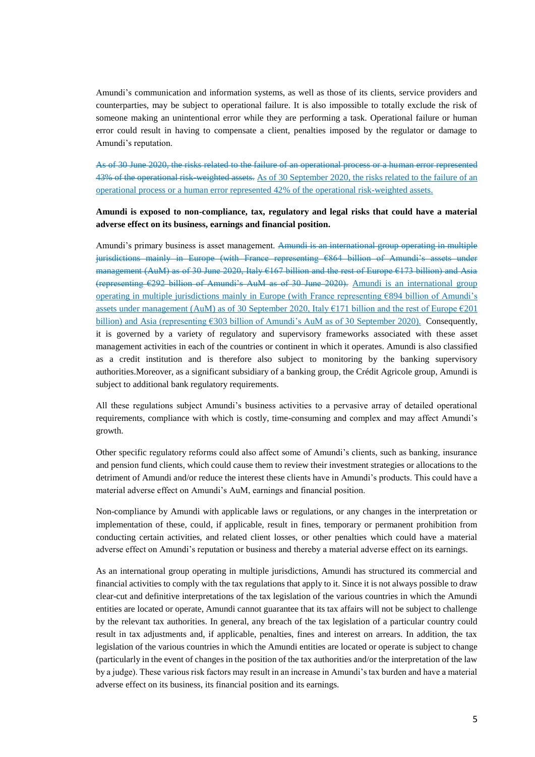Amundi's communication and information systems, as well as those of its clients, service providers and counterparties, may be subject to operational failure. It is also impossible to totally exclude the risk of someone making an unintentional error while they are performing a task. Operational failure or human error could result in having to compensate a client, penalties imposed by the regulator or damage to Amundi's reputation.

~~As of 30 June 2020, the risks related to the failure of an operational process or a human error represented 43% of the operational risk-weighted assets.~~ As of 30 September 2020, the risks related to the failure of an operational process or a human error represented 42% of the operational risk-weighted assets.

**Amundi is exposed to non-compliance, tax, regulatory and legal risks that could have a material adverse effect on its business, earnings and financial position.**

Amundi's primary business is asset management. ~~Amundi is an international group operating in multiple jurisdictions mainly in Europe (with France representing €864 billion of Amundi's assets under management (AuM) as of 30 June 2020, Italy €167 billion and the rest of Europe €173 billion) and Asia (representing €292 billion of Amundi's AuM as of 30 June 2020).~~ Amundi is an international group operating in multiple jurisdictions mainly in Europe (with France representing €894 billion of Amundi's assets under management (AuM) as of 30 September 2020, Italy €171 billion and the rest of Europe €201 billion) and Asia (representing €303 billion of Amundi's AuM as of 30 September 2020). Consequently, it is governed by a variety of regulatory and supervisory frameworks associated with these asset management activities in each of the countries or continent in which it operates. Amundi is also classified as a credit institution and is therefore also subject to monitoring by the banking supervisory authorities.Moreover, as a significant subsidiary of a banking group, the Crédit Agricole group, Amundi is subject to additional bank regulatory requirements.

All these regulations subject Amundi's business activities to a pervasive array of detailed operational requirements, compliance with which is costly, time-consuming and complex and may affect Amundi's growth.

Other specific regulatory reforms could also affect some of Amundi's clients, such as banking, insurance and pension fund clients, which could cause them to review their investment strategies or allocations to the detriment of Amundi and/or reduce the interest these clients have in Amundi's products. This could have a material adverse effect on Amundi's AuM, earnings and financial position.

Non-compliance by Amundi with applicable laws or regulations, or any changes in the interpretation or implementation of these, could, if applicable, result in fines, temporary or permanent prohibition from conducting certain activities, and related client losses, or other penalties which could have a material adverse effect on Amundi's reputation or business and thereby a material adverse effect on its earnings.

As an international group operating in multiple jurisdictions, Amundi has structured its commercial and financial activities to comply with the tax regulations that apply to it. Since it is not always possible to draw clear-cut and definitive interpretations of the tax legislation of the various countries in which the Amundi entities are located or operate, Amundi cannot guarantee that its tax affairs will not be subject to challenge by the relevant tax authorities. In general, any breach of the tax legislation of a particular country could result in tax adjustments and, if applicable, penalties, fines and interest on arrears. In addition, the tax legislation of the various countries in which the Amundi entities are located or operate is subject to change (particularly in the event of changes in the position of the tax authorities and/or the interpretation of the law by a judge). These various risk factors may result in an increase in Amundi's tax burden and have a material adverse effect on its business, its financial position and its earnings.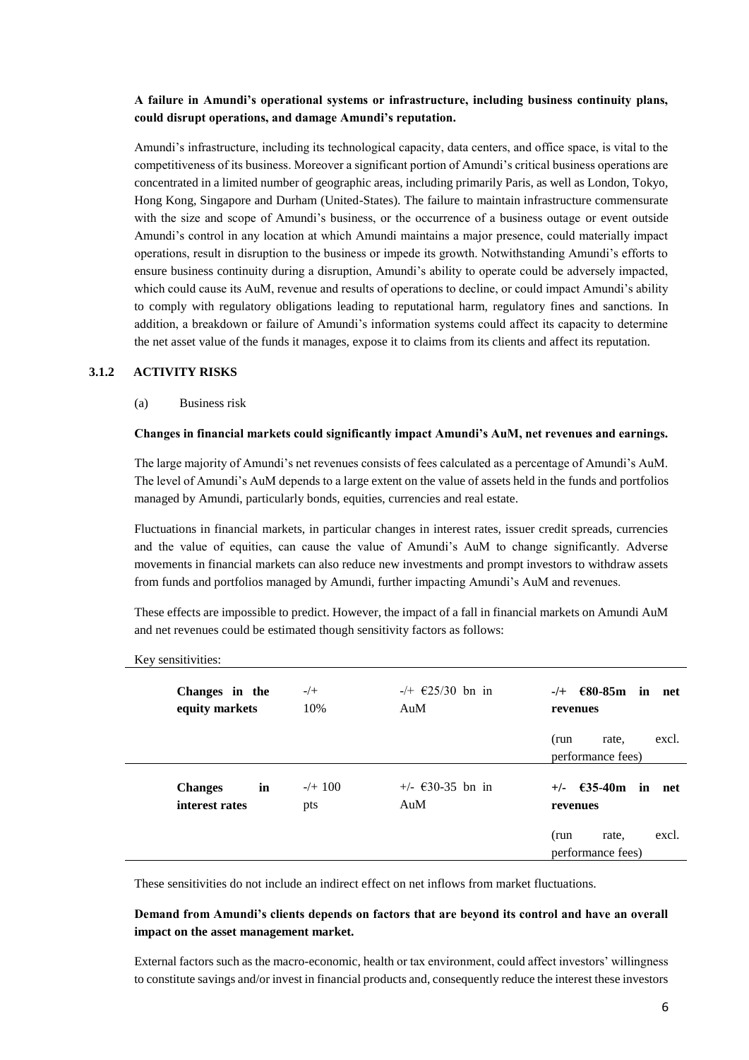**A failure in Amundi's operational systems or infrastructure, including business continuity plans, could disrupt operations, and damage Amundi's reputation.**

Amundi's infrastructure, including its technological capacity, data centers, and office space, is vital to the competitiveness of its business. Moreover a significant portion of Amundi's critical business operations are concentrated in a limited number of geographic areas, including primarily Paris, as well as London, Tokyo, Hong Kong, Singapore and Durham (United-States). The failure to maintain infrastructure commensurate with the size and scope of Amundi's business, or the occurrence of a business outage or event outside Amundi's control in any location at which Amundi maintains a major presence, could materially impact operations, result in disruption to the business or impede its growth. Notwithstanding Amundi's efforts to ensure business continuity during a disruption, Amundi's ability to operate could be adversely impacted, which could cause its AuM, revenue and results of operations to decline, or could impact Amundi's ability to comply with regulatory obligations leading to reputational harm, regulatory fines and sanctions. In addition, a breakdown or failure of Amundi's information systems could affect its capacity to determine the net asset value of the funds it manages, expose it to claims from its clients and affect its reputation.

### 3.1.2 ACTIVITY RISKS

(a) Business risk

**Changes in financial markets could significantly impact Amundi's AuM, net revenues and earnings.**

The large majority of Amundi's net revenues consists of fees calculated as a percentage of Amundi's AuM. The level of Amundi's AuM depends to a large extent on the value of assets held in the funds and portfolios managed by Amundi, particularly bonds, equities, currencies and real estate.

Fluctuations in financial markets, in particular changes in interest rates, issuer credit spreads, currencies and the value of equities, can cause the value of Amundi's AuM to change significantly. Adverse movements in financial markets can also reduce new investments and prompt investors to withdraw assets from funds and portfolios managed by Amundi, further impacting Amundi's AuM and revenues.

These effects are impossible to predict. However, the impact of a fall in financial markets on Amundi AuM and net revenues could be estimated though sensitivity factors as follows:

Key sensitivities:

| | | | |
|---|---|---|---|
| **Changes in the equity markets** | -/+ 10% | -/+ €25/30 bn in AuM | **-/+ €80-85m in net revenues**<br>(run rate, excl. performance fees) |
| **Changes in interest rates** | -/+ 100 pts | +/- €30-35 bn in AuM | **+/- €35-40m in net revenues**<br>(run rate, excl. performance fees) |

These sensitivities do not include an indirect effect on net inflows from market fluctuations.

**Demand from Amundi's clients depends on factors that are beyond its control and have an overall impact on the asset management market.**

External factors such as the macro-economic, health or tax environment, could affect investors' willingness to constitute savings and/or invest in financial products and, consequently reduce the interest these investors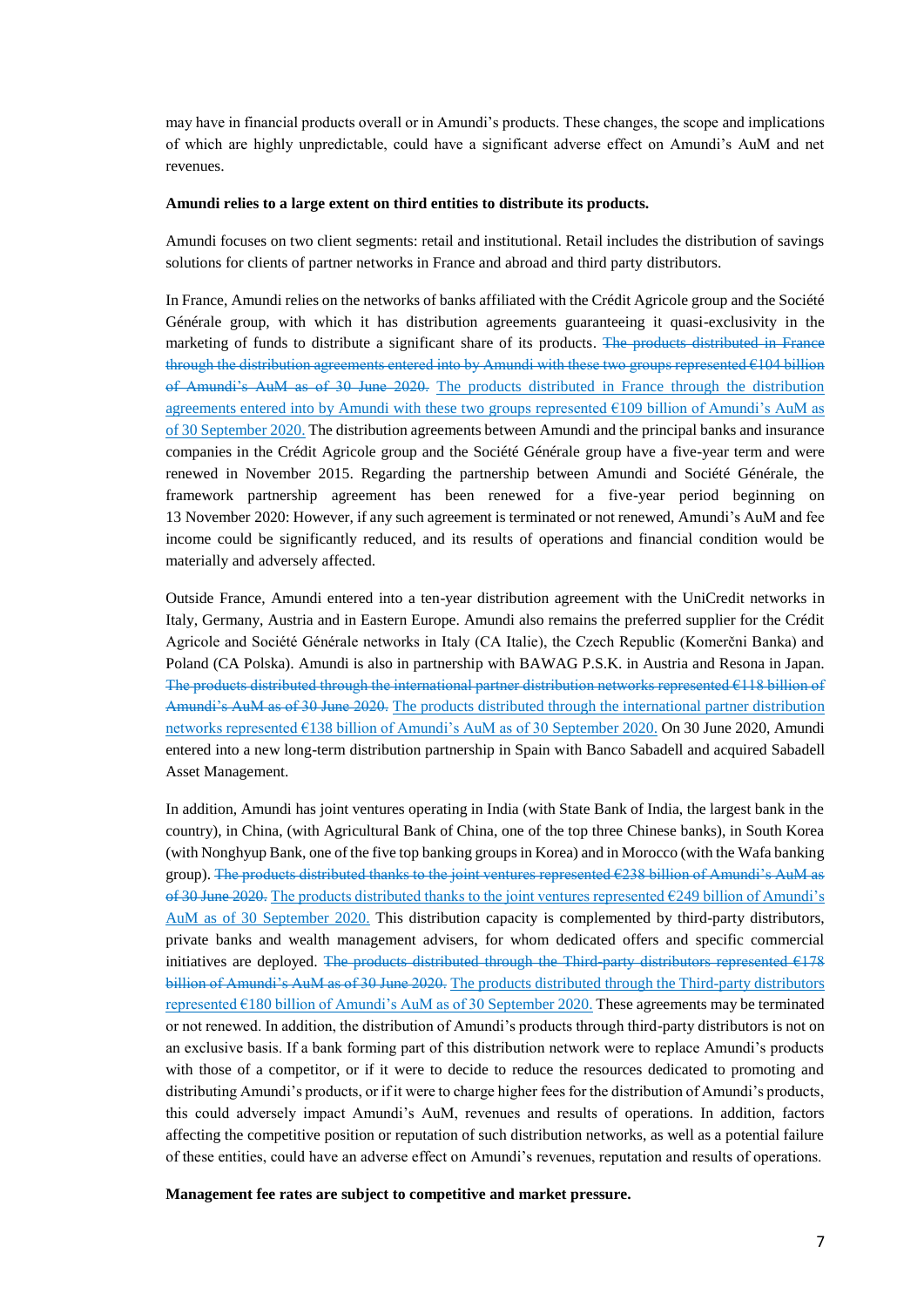may have in financial products overall or in Amundi's products. These changes, the scope and implications of which are highly unpredictable, could have a significant adverse effect on Amundi's AuM and net revenues.

**Amundi relies to a large extent on third entities to distribute its products.**

Amundi focuses on two client segments: retail and institutional. Retail includes the distribution of savings solutions for clients of partner networks in France and abroad and third party distributors.

In France, Amundi relies on the networks of banks affiliated with the Crédit Agricole group and the Société Générale group, with which it has distribution agreements guaranteeing it quasi-exclusivity in the marketing of funds to distribute a significant share of its products. ~~The products distributed in France through the distribution agreements entered into by Amundi with these two groups represented €104 billion of Amundi's AuM as of 30 June 2020.~~ The products distributed in France through the distribution agreements entered into by Amundi with these two groups represented €109 billion of Amundi's AuM as of 30 September 2020. The distribution agreements between Amundi and the principal banks and insurance companies in the Crédit Agricole group and the Société Générale group have a five-year term and were renewed in November 2015. Regarding the partnership between Amundi and Société Générale, the framework partnership agreement has been renewed for a five-year period beginning on 13 November 2020: However, if any such agreement is terminated or not renewed, Amundi's AuM and fee income could be significantly reduced, and its results of operations and financial condition would be materially and adversely affected.

Outside France, Amundi entered into a ten-year distribution agreement with the UniCredit networks in Italy, Germany, Austria and in Eastern Europe. Amundi also remains the preferred supplier for the Crédit Agricole and Société Générale networks in Italy (CA Italie), the Czech Republic (Komerčni Banka) and Poland (CA Polska). Amundi is also in partnership with BAWAG P.S.K. in Austria and Resona in Japan. ~~The products distributed through the international partner distribution networks represented €118 billion of Amundi's AuM as of 30 June 2020.~~ The products distributed through the international partner distribution networks represented €138 billion of Amundi's AuM as of 30 September 2020. On 30 June 2020, Amundi entered into a new long-term distribution partnership in Spain with Banco Sabadell and acquired Sabadell Asset Management.

In addition, Amundi has joint ventures operating in India (with State Bank of India, the largest bank in the country), in China, (with Agricultural Bank of China, one of the top three Chinese banks), in South Korea (with Nonghyup Bank, one of the five top banking groups in Korea) and in Morocco (with the Wafa banking group). ~~The products distributed thanks to the joint ventures represented €238 billion of Amundi's AuM as of 30 June 2020.~~ The products distributed thanks to the joint ventures represented €249 billion of Amundi's AuM as of 30 September 2020. This distribution capacity is complemented by third-party distributors, private banks and wealth management advisers, for whom dedicated offers and specific commercial initiatives are deployed. ~~The products distributed through the Third-party distributors represented €178 billion of Amundi's AuM as of 30 June 2020.~~ The products distributed through the Third-party distributors represented €180 billion of Amundi's AuM as of 30 September 2020. These agreements may be terminated or not renewed. In addition, the distribution of Amundi's products through third-party distributors is not on an exclusive basis. If a bank forming part of this distribution network were to replace Amundi's products with those of a competitor, or if it were to decide to reduce the resources dedicated to promoting and distributing Amundi's products, or if it were to charge higher fees for the distribution of Amundi's products, this could adversely impact Amundi's AuM, revenues and results of operations. In addition, factors affecting the competitive position or reputation of such distribution networks, as well as a potential failure of these entities, could have an adverse effect on Amundi's revenues, reputation and results of operations.

**Management fee rates are subject to competitive and market pressure.**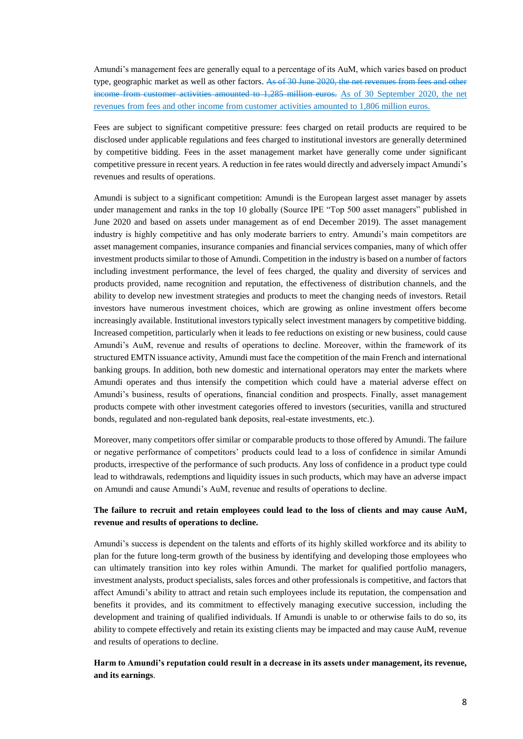Amundi's management fees are generally equal to a percentage of its AuM, which varies based on product type, geographic market as well as other factors. ~~As of 30 June 2020, the net revenues from fees and other income from customer activities amounted to 1,285 million euros.~~ As of 30 September 2020, the net revenues from fees and other income from customer activities amounted to 1,806 million euros.

Fees are subject to significant competitive pressure: fees charged on retail products are required to be disclosed under applicable regulations and fees charged to institutional investors are generally determined by competitive bidding. Fees in the asset management market have generally come under significant competitive pressure in recent years. A reduction in fee rates would directly and adversely impact Amundi's revenues and results of operations.

Amundi is subject to a significant competition: Amundi is the European largest asset manager by assets under management and ranks in the top 10 globally (Source IPE "Top 500 asset managers" published in June 2020 and based on assets under management as of end December 2019). The asset management industry is highly competitive and has only moderate barriers to entry. Amundi's main competitors are asset management companies, insurance companies and financial services companies, many of which offer investment products similar to those of Amundi. Competition in the industry is based on a number of factors including investment performance, the level of fees charged, the quality and diversity of services and products provided, name recognition and reputation, the effectiveness of distribution channels, and the ability to develop new investment strategies and products to meet the changing needs of investors. Retail investors have numerous investment choices, which are growing as online investment offers become increasingly available. Institutional investors typically select investment managers by competitive bidding. Increased competition, particularly when it leads to fee reductions on existing or new business, could cause Amundi's AuM, revenue and results of operations to decline. Moreover, within the framework of its structured EMTN issuance activity, Amundi must face the competition of the main French and international banking groups. In addition, both new domestic and international operators may enter the markets where Amundi operates and thus intensify the competition which could have a material adverse effect on Amundi's business, results of operations, financial condition and prospects. Finally, asset management products compete with other investment categories offered to investors (securities, vanilla and structured bonds, regulated and non-regulated bank deposits, real-estate investments, etc.).

Moreover, many competitors offer similar or comparable products to those offered by Amundi. The failure or negative performance of competitors' products could lead to a loss of confidence in similar Amundi products, irrespective of the performance of such products. Any loss of confidence in a product type could lead to withdrawals, redemptions and liquidity issues in such products, which may have an adverse impact on Amundi and cause Amundi's AuM, revenue and results of operations to decline.

**The failure to recruit and retain employees could lead to the loss of clients and may cause AuM, revenue and results of operations to decline.**

Amundi's success is dependent on the talents and efforts of its highly skilled workforce and its ability to plan for the future long-term growth of the business by identifying and developing those employees who can ultimately transition into key roles within Amundi. The market for qualified portfolio managers, investment analysts, product specialists, sales forces and other professionals is competitive, and factors that affect Amundi's ability to attract and retain such employees include its reputation, the compensation and benefits it provides, and its commitment to effectively managing executive succession, including the development and training of qualified individuals. If Amundi is unable to or otherwise fails to do so, its ability to compete effectively and retain its existing clients may be impacted and may cause AuM, revenue and results of operations to decline.

**Harm to Amundi's reputation could result in a decrease in its assets under management, its revenue, and its earnings**.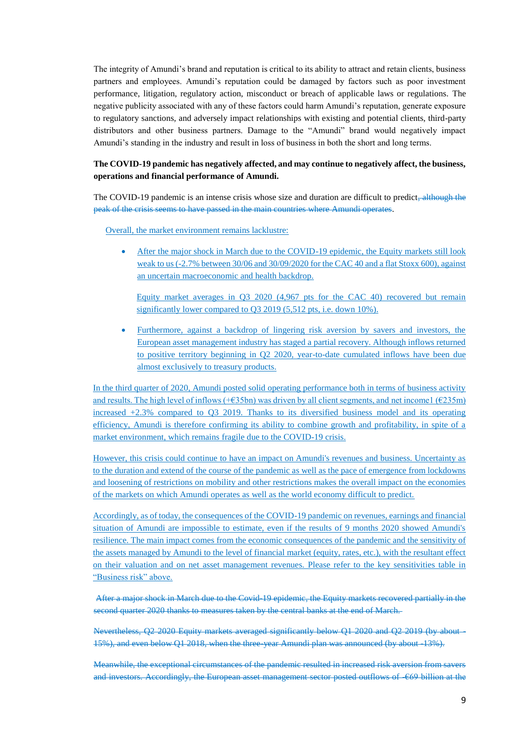The integrity of Amundi's brand and reputation is critical to its ability to attract and retain clients, business partners and employees. Amundi's reputation could be damaged by factors such as poor investment performance, litigation, regulatory action, misconduct or breach of applicable laws or regulations. The negative publicity associated with any of these factors could harm Amundi's reputation, generate exposure to regulatory sanctions, and adversely impact relationships with existing and potential clients, third-party distributors and other business partners. Damage to the "Amundi" brand would negatively impact Amundi's standing in the industry and result in loss of business in both the short and long terms.

**The COVID-19 pandemic has negatively affected, and may continue to negatively affect, the business, operations and financial performance of Amundi.**

The COVID-19 pandemic is an intense crisis whose size and duration are difficult to predict~~, although the peak of the crisis seems to have passed in the main countries where Amundi operates~~.

Overall, the market environment remains lacklustre:

- After the major shock in March due to the COVID-19 epidemic, the Equity markets still look weak to us (-2.7% between 30/06 and 30/09/2020 for the CAC 40 and a flat Stoxx 600), against an uncertain macroeconomic and health backdrop.

  Equity market averages in Q3 2020 (4,967 pts for the CAC 40) recovered but remain significantly lower compared to Q3 2019 (5,512 pts, i.e. down 10%).

- Furthermore, against a backdrop of lingering risk aversion by savers and investors, the European asset management industry has staged a partial recovery. Although inflows returned to positive territory beginning in Q2 2020, year-to-date cumulated inflows have been due almost exclusively to treasury products.

In the third quarter of 2020, Amundi posted solid operating performance both in terms of business activity and results. The high level of inflows (+€35bn) was driven by all client segments, and net income1 (€235m) increased +2.3% compared to Q3 2019. Thanks to its diversified business model and its operating efficiency, Amundi is therefore confirming its ability to combine growth and profitability, in spite of a market environment, which remains fragile due to the COVID-19 crisis.

However, this crisis could continue to have an impact on Amundi's revenues and business. Uncertainty as to the duration and extend of the course of the pandemic as well as the pace of emergence from lockdowns and loosening of restrictions on mobility and other restrictions makes the overall impact on the economies of the markets on which Amundi operates as well as the world economy difficult to predict.

Accordingly, as of today, the consequences of the COVID-19 pandemic on revenues, earnings and financial situation of Amundi are impossible to estimate, even if the results of 9 months 2020 showed Amundi's resilience. The main impact comes from the economic consequences of the pandemic and the sensitivity of the assets managed by Amundi to the level of financial market (equity, rates, etc.), with the resultant effect on their valuation and on net asset management revenues. Please refer to the key sensitivities table in "Business risk" above.

~~After a major shock in March due to the Covid-19 epidemic, the Equity markets recovered partially in the second quarter 2020 thanks to measures taken by the central banks at the end of March.~~

~~Nevertheless, Q2 2020 Equity markets averaged significantly below Q1 2020 and Q2 2019 (by about -15%), and even below Q1 2018, when the three-year Amundi plan was announced (by about -13%).~~

~~Meanwhile, the exceptional circumstances of the pandemic resulted in increased risk aversion from savers and investors. Accordingly, the European asset management sector posted outflows of -€69 billion at the~~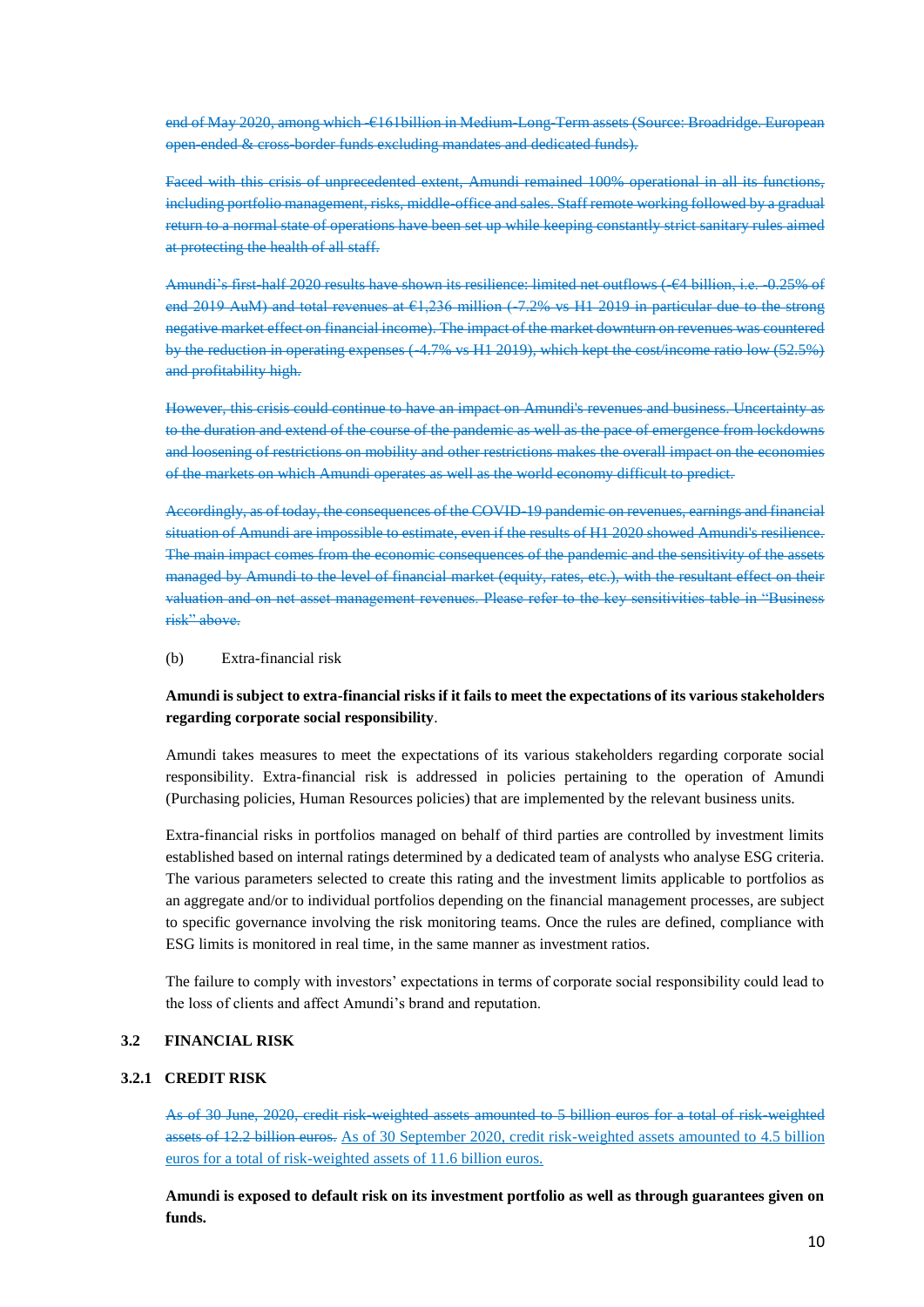~~end of May 2020, among which -€161billion in Medium-Long-Term assets (Source: Broadridge. European open-ended & cross-border funds excluding mandates and dedicated funds).~~

~~Faced with this crisis of unprecedented extent, Amundi remained 100% operational in all its functions, including portfolio management, risks, middle-office and sales. Staff remote working followed by a gradual return to a normal state of operations have been set up while keeping constantly strict sanitary rules aimed at protecting the health of all staff.~~

~~Amundi's first-half 2020 results have shown its resilience: limited net outflows (-€4 billion, i.e. -0.25% of end 2019 AuM) and total revenues at €1,236 million (-7.2% vs H1 2019 in particular due to the strong negative market effect on financial income). The impact of the market downturn on revenues was countered by the reduction in operating expenses (-4.7% vs H1 2019), which kept the cost/income ratio low (52.5%) and profitability high.~~

~~However, this crisis could continue to have an impact on Amundi's revenues and business. Uncertainty as to the duration and extend of the course of the pandemic as well as the pace of emergence from lockdowns and loosening of restrictions on mobility and other restrictions makes the overall impact on the economies of the markets on which Amundi operates as well as the world economy difficult to predict.~~

~~Accordingly, as of today, the consequences of the COVID-19 pandemic on revenues, earnings and financial situation of Amundi are impossible to estimate, even if the results of H1 2020 showed Amundi's resilience. The main impact comes from the economic consequences of the pandemic and the sensitivity of the assets managed by Amundi to the level of financial market (equity, rates, etc.), with the resultant effect on their valuation and on net asset management revenues. Please refer to the key sensitivities table in "Business risk" above.~~

(b) Extra-financial risk

**Amundi is subject to extra-financial risks if it fails to meet the expectations of its various stakeholders regarding corporate social responsibility**.

Amundi takes measures to meet the expectations of its various stakeholders regarding corporate social responsibility. Extra-financial risk is addressed in policies pertaining to the operation of Amundi (Purchasing policies, Human Resources policies) that are implemented by the relevant business units.

Extra-financial risks in portfolios managed on behalf of third parties are controlled by investment limits established based on internal ratings determined by a dedicated team of analysts who analyse ESG criteria. The various parameters selected to create this rating and the investment limits applicable to portfolios as an aggregate and/or to individual portfolios depending on the financial management processes, are subject to specific governance involving the risk monitoring teams. Once the rules are defined, compliance with ESG limits is monitored in real time, in the same manner as investment ratios.

The failure to comply with investors' expectations in terms of corporate social responsibility could lead to the loss of clients and affect Amundi's brand and reputation.

## 3.2 FINANCIAL RISK

### 3.2.1 CREDIT RISK

~~As of 30 June, 2020, credit risk-weighted assets amounted to 5 billion euros for a total of risk-weighted assets of 12.2 billion euros.~~ As of 30 September 2020, credit risk-weighted assets amounted to 4.5 billion euros for a total of risk-weighted assets of 11.6 billion euros.

**Amundi is exposed to default risk on its investment portfolio as well as through guarantees given on funds.**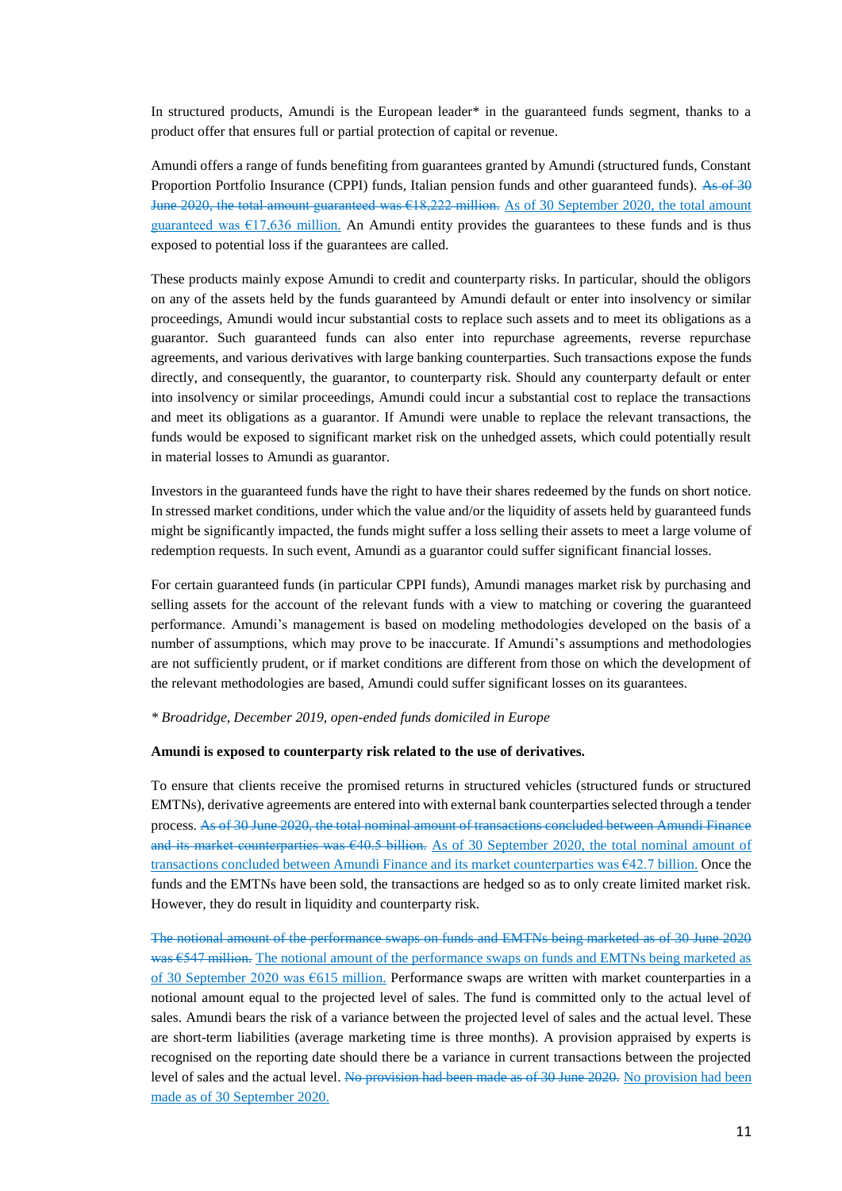In structured products, Amundi is the European leader* in the guaranteed funds segment, thanks to a product offer that ensures full or partial protection of capital or revenue.

Amundi offers a range of funds benefiting from guarantees granted by Amundi (structured funds, Constant Proportion Portfolio Insurance (CPPI) funds, Italian pension funds and other guaranteed funds). ~~As of 30 June 2020, the total amount guaranteed was €18,222 million.~~ As of 30 September 2020, the total amount guaranteed was €17,636 million. An Amundi entity provides the guarantees to these funds and is thus exposed to potential loss if the guarantees are called.

These products mainly expose Amundi to credit and counterparty risks. In particular, should the obligors on any of the assets held by the funds guaranteed by Amundi default or enter into insolvency or similar proceedings, Amundi would incur substantial costs to replace such assets and to meet its obligations as a guarantor. Such guaranteed funds can also enter into repurchase agreements, reverse repurchase agreements, and various derivatives with large banking counterparties. Such transactions expose the funds directly, and consequently, the guarantor, to counterparty risk. Should any counterparty default or enter into insolvency or similar proceedings, Amundi could incur a substantial cost to replace the transactions and meet its obligations as a guarantor. If Amundi were unable to replace the relevant transactions, the funds would be exposed to significant market risk on the unhedged assets, which could potentially result in material losses to Amundi as guarantor.

Investors in the guaranteed funds have the right to have their shares redeemed by the funds on short notice. In stressed market conditions, under which the value and/or the liquidity of assets held by guaranteed funds might be significantly impacted, the funds might suffer a loss selling their assets to meet a large volume of redemption requests. In such event, Amundi as a guarantor could suffer significant financial losses.

For certain guaranteed funds (in particular CPPI funds), Amundi manages market risk by purchasing and selling assets for the account of the relevant funds with a view to matching or covering the guaranteed performance. Amundi's management is based on modeling methodologies developed on the basis of a number of assumptions, which may prove to be inaccurate. If Amundi's assumptions and methodologies are not sufficiently prudent, or if market conditions are different from those on which the development of the relevant methodologies are based, Amundi could suffer significant losses on its guarantees.

*\* Broadridge, December 2019, open-ended funds domiciled in Europe*

**Amundi is exposed to counterparty risk related to the use of derivatives.**

To ensure that clients receive the promised returns in structured vehicles (structured funds or structured EMTNs), derivative agreements are entered into with external bank counterparties selected through a tender process. ~~As of 30 June 2020, the total nominal amount of transactions concluded between Amundi Finance and its market counterparties was €40.5 billion.~~ As of 30 September 2020, the total nominal amount of transactions concluded between Amundi Finance and its market counterparties was €42.7 billion. Once the funds and the EMTNs have been sold, the transactions are hedged so as to only create limited market risk. However, they do result in liquidity and counterparty risk.

~~The notional amount of the performance swaps on funds and EMTNs being marketed as of 30 June 2020 was €547 million.~~ The notional amount of the performance swaps on funds and EMTNs being marketed as of 30 September 2020 was €615 million. Performance swaps are written with market counterparties in a notional amount equal to the projected level of sales. The fund is committed only to the actual level of sales. Amundi bears the risk of a variance between the projected level of sales and the actual level. These are short-term liabilities (average marketing time is three months). A provision appraised by experts is recognised on the reporting date should there be a variance in current transactions between the projected level of sales and the actual level. ~~No provision had been made as of 30 June 2020.~~ No provision had been made as of 30 September 2020.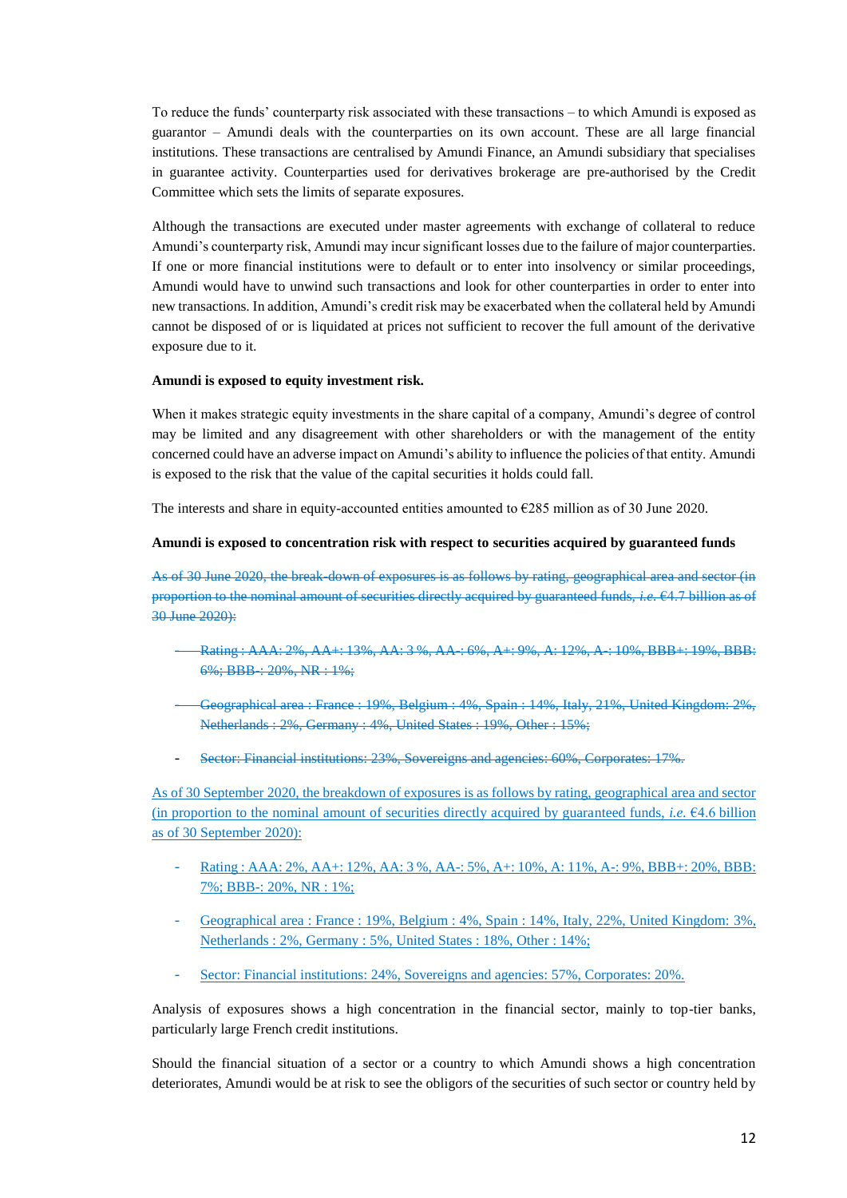To reduce the funds' counterparty risk associated with these transactions – to which Amundi is exposed as guarantor – Amundi deals with the counterparties on its own account. These are all large financial institutions. These transactions are centralised by Amundi Finance, an Amundi subsidiary that specialises in guarantee activity. Counterparties used for derivatives brokerage are pre-authorised by the Credit Committee which sets the limits of separate exposures.

Although the transactions are executed under master agreements with exchange of collateral to reduce Amundi's counterparty risk, Amundi may incur significant losses due to the failure of major counterparties. If one or more financial institutions were to default or to enter into insolvency or similar proceedings, Amundi would have to unwind such transactions and look for other counterparties in order to enter into new transactions. In addition, Amundi's credit risk may be exacerbated when the collateral held by Amundi cannot be disposed of or is liquidated at prices not sufficient to recover the full amount of the derivative exposure due to it.

**Amundi is exposed to equity investment risk.**

When it makes strategic equity investments in the share capital of a company, Amundi's degree of control may be limited and any disagreement with other shareholders or with the management of the entity concerned could have an adverse impact on Amundi's ability to influence the policies of that entity. Amundi is exposed to the risk that the value of the capital securities it holds could fall.

The interests and share in equity-accounted entities amounted to €285 million as of 30 June 2020.

**Amundi is exposed to concentration risk with respect to securities acquired by guaranteed funds**

~~As of 30 June 2020, the break-down of exposures is as follows by rating, geographical area and sector (in proportion to the nominal amount of securities directly acquired by guaranteed funds, *i.e.* €4.7 billion as of 30 June 2020):~~

- ~~Rating : AAA: 2%, AA+: 13%, AA: 3 %, AA-: 6%, A+: 9%, A: 12%, A-: 10%, BBB+: 19%, BBB: 6%; BBB-: 20%, NR : 1%;~~
- ~~Geographical area : France : 19%, Belgium : 4%, Spain : 14%, Italy, 21%, United Kingdom: 2%, Netherlands : 2%, Germany : 4%, United States : 19%, Other : 15%;~~
- ~~Sector: Financial institutions: 23%, Sovereigns and agencies: 60%, Corporates: 17%.~~

<u>As of 30 September 2020, the breakdown of exposures is as follows by rating, geographical area and sector (in proportion to the nominal amount of securities directly acquired by guaranteed funds, *i.e.* €4.6 billion as of 30 September 2020):</u>

- <u>Rating : AAA: 2%, AA+: 12%, AA: 3 %, AA-: 5%, A+: 10%, A: 11%, A-: 9%, BBB+: 20%, BBB: 7%; BBB-: 20%, NR : 1%;</u>
- <u>Geographical area : France : 19%, Belgium : 4%, Spain : 14%, Italy, 22%, United Kingdom: 3%, Netherlands : 2%, Germany : 5%, United States : 18%, Other : 14%;</u>
- <u>Sector: Financial institutions: 24%, Sovereigns and agencies: 57%, Corporates: 20%.</u>

Analysis of exposures shows a high concentration in the financial sector, mainly to top-tier banks, particularly large French credit institutions.

Should the financial situation of a sector or a country to which Amundi shows a high concentration deteriorates, Amundi would be at risk to see the obligors of the securities of such sector or country held by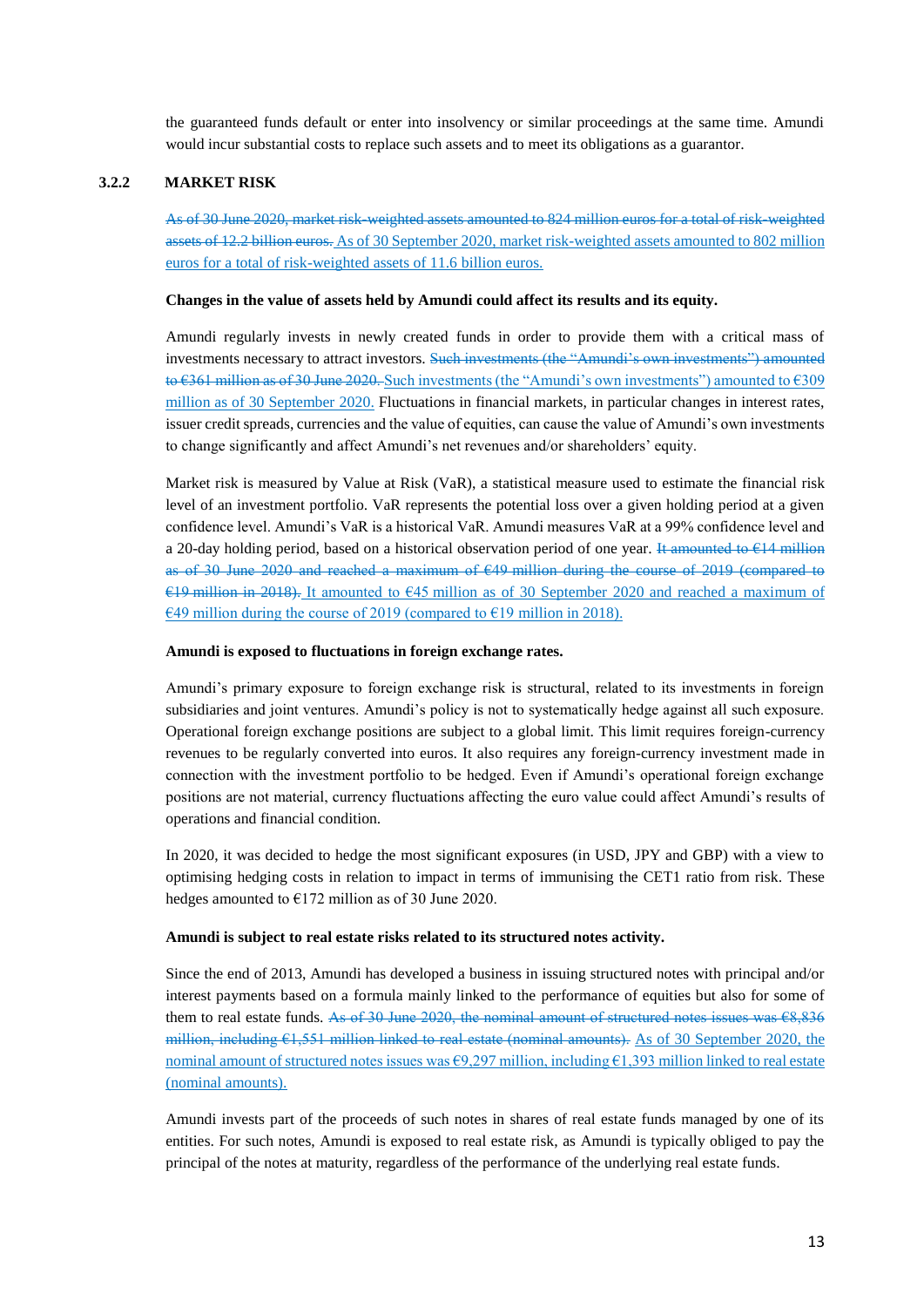the guaranteed funds default or enter into insolvency or similar proceedings at the same time. Amundi would incur substantial costs to replace such assets and to meet its obligations as a guarantor.

### 3.2.2 MARKET RISK

~~As of 30 June 2020, market risk-weighted assets amounted to 824 million euros for a total of risk-weighted assets of 12.2 billion euros.~~ As of 30 September 2020, market risk-weighted assets amounted to 802 million euros for a total of risk-weighted assets of 11.6 billion euros.

**Changes in the value of assets held by Amundi could affect its results and its equity.**

Amundi regularly invests in newly created funds in order to provide them with a critical mass of investments necessary to attract investors. ~~Such investments (the "Amundi's own investments") amounted to €361 million as of 30 June 2020.~~ Such investments (the "Amundi's own investments") amounted to €309 million as of 30 September 2020. Fluctuations in financial markets, in particular changes in interest rates, issuer credit spreads, currencies and the value of equities, can cause the value of Amundi's own investments to change significantly and affect Amundi's net revenues and/or shareholders' equity.

Market risk is measured by Value at Risk (VaR), a statistical measure used to estimate the financial risk level of an investment portfolio. VaR represents the potential loss over a given holding period at a given confidence level. Amundi's VaR is a historical VaR. Amundi measures VaR at a 99% confidence level and a 20-day holding period, based on a historical observation period of one year. ~~It amounted to €14 million as of 30 June 2020 and reached a maximum of €49 million during the course of 2019 (compared to €19 million in 2018).~~ It amounted to €45 million as of 30 September 2020 and reached a maximum of €49 million during the course of 2019 (compared to €19 million in 2018).

**Amundi is exposed to fluctuations in foreign exchange rates.**

Amundi's primary exposure to foreign exchange risk is structural, related to its investments in foreign subsidiaries and joint ventures. Amundi's policy is not to systematically hedge against all such exposure. Operational foreign exchange positions are subject to a global limit. This limit requires foreign-currency revenues to be regularly converted into euros. It also requires any foreign-currency investment made in connection with the investment portfolio to be hedged. Even if Amundi's operational foreign exchange positions are not material, currency fluctuations affecting the euro value could affect Amundi's results of operations and financial condition.

In 2020, it was decided to hedge the most significant exposures (in USD, JPY and GBP) with a view to optimising hedging costs in relation to impact in terms of immunising the CET1 ratio from risk. These hedges amounted to €172 million as of 30 June 2020.

**Amundi is subject to real estate risks related to its structured notes activity.**

Since the end of 2013, Amundi has developed a business in issuing structured notes with principal and/or interest payments based on a formula mainly linked to the performance of equities but also for some of them to real estate funds. ~~As of 30 June 2020, the nominal amount of structured notes issues was €8,836 million, including €1,551 million linked to real estate (nominal amounts).~~ As of 30 September 2020, the nominal amount of structured notes issues was €9,297 million, including €1,393 million linked to real estate (nominal amounts).

Amundi invests part of the proceeds of such notes in shares of real estate funds managed by one of its entities. For such notes, Amundi is exposed to real estate risk, as Amundi is typically obliged to pay the principal of the notes at maturity, regardless of the performance of the underlying real estate funds.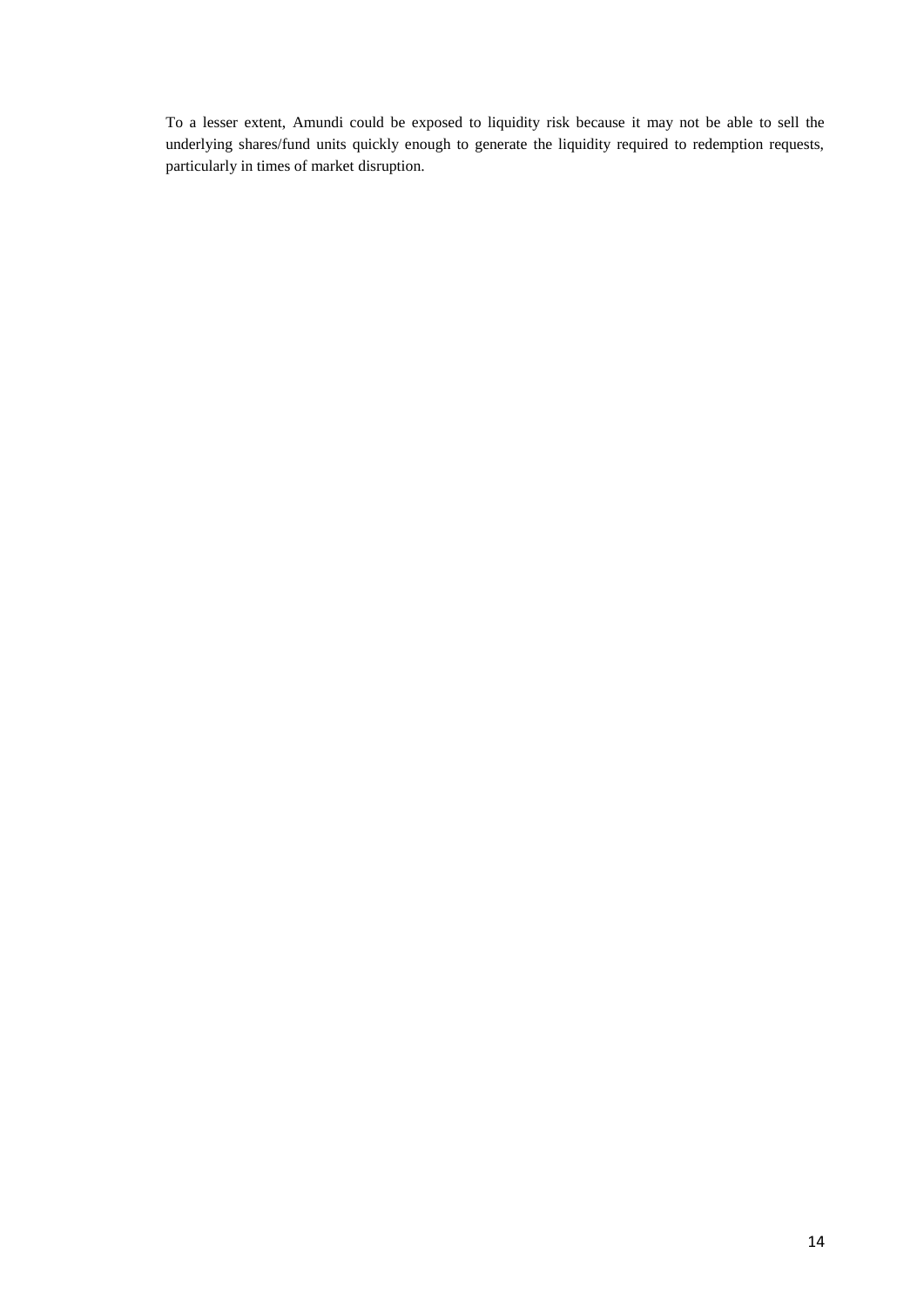To a lesser extent, Amundi could be exposed to liquidity risk because it may not be able to sell the underlying shares/fund units quickly enough to generate the liquidity required to redemption requests, particularly in times of market disruption.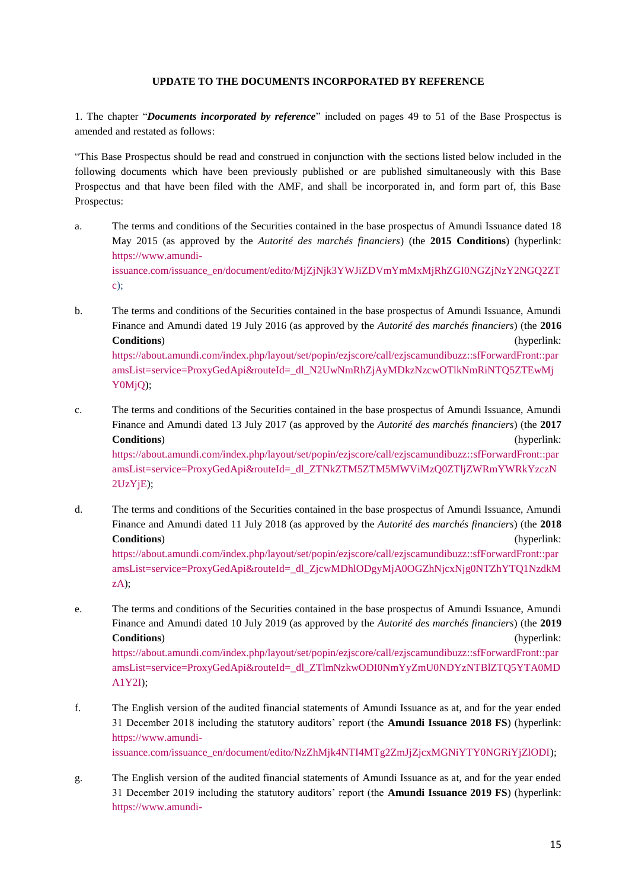**UPDATE TO THE DOCUMENTS INCORPORATED BY REFERENCE**

1. The chapter "***Documents incorporated by reference***" included on pages 49 to 51 of the Base Prospectus is amended and restated as follows:

"This Base Prospectus should be read and construed in conjunction with the sections listed below included in the following documents which have been previously published or are published simultaneously with this Base Prospectus and that have been filed with the AMF, and shall be incorporated in, and form part of, this Base Prospectus:

a. The terms and conditions of the Securities contained in the base prospectus of Amundi Issuance dated 18 May 2015 (as approved by the *Autorité des marchés financiers*) (the **2015 Conditions**) (hyperlink: https://www.amundi-issuance.com/issuance_en/document/edito/MjZjNjk3YWJiZDVmYmMxMjRhZGI0NGZjNzY2NGQ2ZTc);

b. The terms and conditions of the Securities contained in the base prospectus of Amundi Issuance, Amundi Finance and Amundi dated 19 July 2016 (as approved by the *Autorité des marchés financiers*) (the **2016 Conditions**) (hyperlink: https://about.amundi.com/index.php/layout/set/popin/ezjscore/call/ezjscamundibuzz::sfForwardFront::paramsList=service=ProxyGedApi&routeId=_dl_N2UwNmRhZjAyMDkzNzcwOTlkNmRiNTQ5ZTEwMjY0MjQ);

c. The terms and conditions of the Securities contained in the base prospectus of Amundi Issuance, Amundi Finance and Amundi dated 13 July 2017 (as approved by the *Autorité des marchés financiers*) (the **2017 Conditions**) (hyperlink: https://about.amundi.com/index.php/layout/set/popin/ezjscore/call/ezjscamundibuzz::sfForwardFront::paramsList=service=ProxyGedApi&routeId=_dl_ZTNkZTM5ZTM5MWViMzQ0ZTljZWRmYWRkYzczN2UzYjE);

d. The terms and conditions of the Securities contained in the base prospectus of Amundi Issuance, Amundi Finance and Amundi dated 11 July 2018 (as approved by the *Autorité des marchés financiers*) (the **2018 Conditions**) (hyperlink: https://about.amundi.com/index.php/layout/set/popin/ezjscore/call/ezjscamundibuzz::sfForwardFront::paramsList=service=ProxyGedApi&routeId=_dl_ZjcwMDhlODgyMjA0OGZhNjcxNjg0NTZhYTQ1NzdkMzA);

e. The terms and conditions of the Securities contained in the base prospectus of Amundi Issuance, Amundi Finance and Amundi dated 10 July 2019 (as approved by the *Autorité des marchés financiers*) (the **2019 Conditions**) (hyperlink: https://about.amundi.com/index.php/layout/set/popin/ezjscore/call/ezjscamundibuzz::sfForwardFront::paramsList=service=ProxyGedApi&routeId=_dl_ZTlmNzkwODI0NmYyZmU0NDYzNTBlZTQ5YTA0MDA1Y2I);

f. The English version of the audited financial statements of Amundi Issuance as at, and for the year ended 31 December 2018 including the statutory auditors' report (the **Amundi Issuance 2018 FS**) (hyperlink: https://www.amundi-issuance.com/issuance_en/document/edito/NzZhMjk4NTI4MTg2ZmJjZjcxMGNiYTY0NGRiYjZlODI);

g. The English version of the audited financial statements of Amundi Issuance as at, and for the year ended 31 December 2019 including the statutory auditors' report (the **Amundi Issuance 2019 FS**) (hyperlink: https://www.amundi-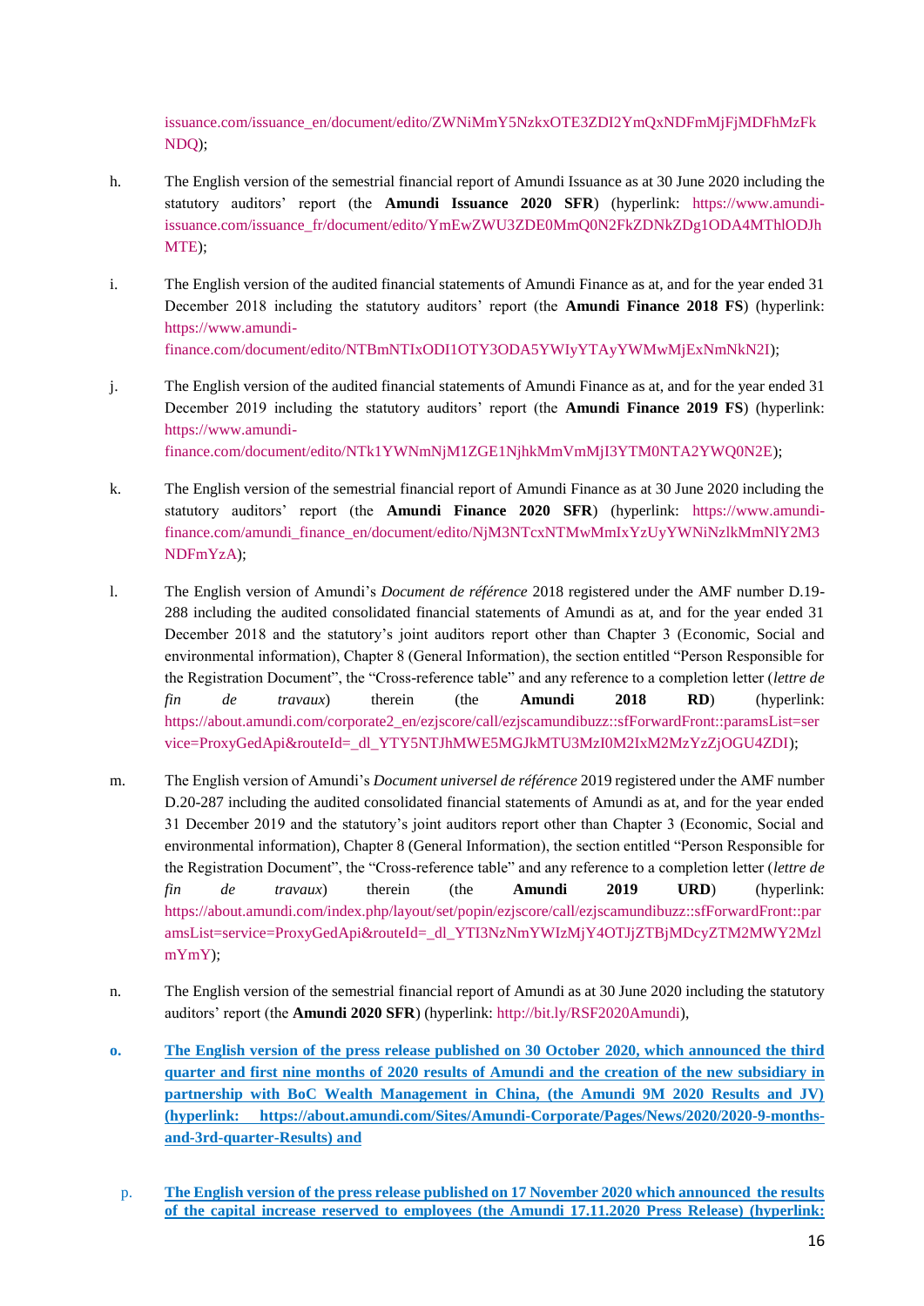issuance.com/issuance_en/document/edito/ZWNiMmY5NzkxOTE3ZDI2YmQxNDFmMjFjMDFhMzFkNDQ);

h. The English version of the semestrial financial report of Amundi Issuance as at 30 June 2020 including the statutory auditors' report (the **Amundi Issuance 2020 SFR**) (hyperlink: https://www.amundi-issuance.com/issuance_fr/document/edito/YmEwZWU3ZDE0MmQ0N2FkZDNkZDg1ODA4MThlODJhMTE);

i. The English version of the audited financial statements of Amundi Finance as at, and for the year ended 31 December 2018 including the statutory auditors' report (the **Amundi Finance 2018 FS**) (hyperlink: https://www.amundi-finance.com/document/edito/NTBmNTIxODI1OTY3ODA5YWIyYTAyYWMwMjExNmNkN2I);

j. The English version of the audited financial statements of Amundi Finance as at, and for the year ended 31 December 2019 including the statutory auditors' report (the **Amundi Finance 2019 FS**) (hyperlink: https://www.amundi-finance.com/document/edito/NTk1YWNmNjM1ZGE1NjhkMmVmMjI3YTM0NTA2YWQ0N2E);

k. The English version of the semestrial financial report of Amundi Finance as at 30 June 2020 including the statutory auditors' report (the **Amundi Finance 2020 SFR**) (hyperlink: https://www.amundi-finance.com/amundi_finance_en/document/edito/NjM3NTcxNTMwMmIxYzUyYWNiNzlkMmNlY2M3NDFmYzA);

l. The English version of Amundi's *Document de référence* 2018 registered under the AMF number D.19-288 including the audited consolidated financial statements of Amundi as at, and for the year ended 31 December 2018 and the statutory's joint auditors report other than Chapter 3 (Economic, Social and environmental information), Chapter 8 (General Information), the section entitled "Person Responsible for the Registration Document", the "Cross-reference table" and any reference to a completion letter (*lettre de fin de travaux*) therein (the **Amundi 2018 RD**) (hyperlink: https://about.amundi.com/corporate2_en/ezjscore/call/ezjscamundibuzz::sfForwardFront::paramsList=service=ProxyGedApi&routeId=_dl_YTY5NTJhMWE5MGJkMTU3MzI0M2IxM2MzYzZjOGU4ZDI);

m. The English version of Amundi's *Document universel de référence* 2019 registered under the AMF number D.20-287 including the audited consolidated financial statements of Amundi as at, and for the year ended 31 December 2019 and the statutory's joint auditors report other than Chapter 3 (Economic, Social and environmental information), Chapter 8 (General Information), the section entitled "Person Responsible for the Registration Document", the "Cross-reference table" and any reference to a completion letter (*lettre de fin de travaux*) therein (the **Amundi 2019 URD**) (hyperlink: https://about.amundi.com/index.php/layout/set/popin/ezjscore/call/ezjscamundibuzz::sfForwardFront::paramsList=service=ProxyGedApi&routeId=_dl_YTI3NzNmYWIzMjY4OTJjZTBjMDcyZTM2MWY2MzlmYmY);

n. The English version of the semestrial financial report of Amundi as at 30 June 2020 including the statutory auditors' report (the **Amundi 2020 SFR**) (hyperlink: http://bit.ly/RSF2020Amundi),

**o.** **The English version of the press release published on 30 October 2020, which announced the third quarter and first nine months of 2020 results of Amundi and the creation of the new subsidiary in partnership with BoC Wealth Management in China, (the Amundi 9M 2020 Results and JV) (hyperlink: https://about.amundi.com/Sites/Amundi-Corporate/Pages/News/2020/2020-9-months-and-3rd-quarter-Results) and**

p. **The English version of the press release published on 17 November 2020 which announced the results of the capital increase reserved to employees (the Amundi 17.11.2020 Press Release) (hyperlink:**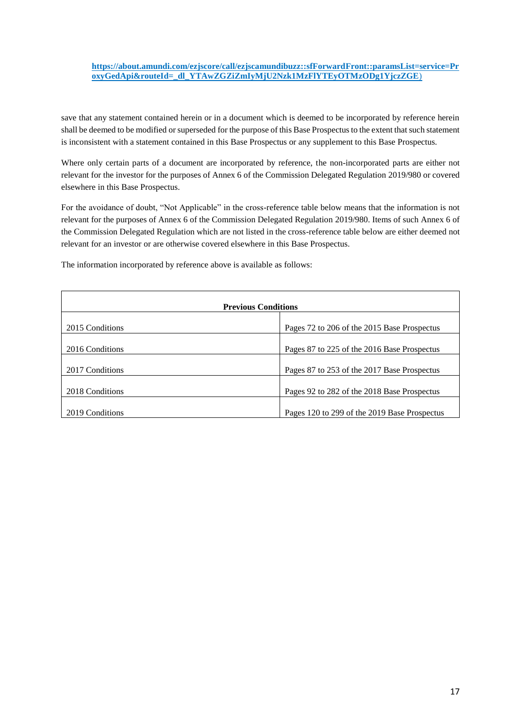**https://about.amundi.com/ezjscore/call/ezjscamundibuzz::sfForwardFront::paramsList=service=ProxyGedApi&routeId=_dl_YTAwZGZiZmIyMjU2Nzk1MzFlYTEyOTMzODg1YjczZGE**)

save that any statement contained herein or in a document which is deemed to be incorporated by reference herein shall be deemed to be modified or superseded for the purpose of this Base Prospectus to the extent that such statement is inconsistent with a statement contained in this Base Prospectus or any supplement to this Base Prospectus.

Where only certain parts of a document are incorporated by reference, the non-incorporated parts are either not relevant for the investor for the purposes of Annex 6 of the Commission Delegated Regulation 2019/980 or covered elsewhere in this Base Prospectus.

For the avoidance of doubt, "Not Applicable" in the cross-reference table below means that the information is not relevant for the purposes of Annex 6 of the Commission Delegated Regulation 2019/980. Items of such Annex 6 of the Commission Delegated Regulation which are not listed in the cross-reference table below are either deemed not relevant for an investor or are otherwise covered elsewhere in this Base Prospectus.

The information incorporated by reference above is available as follows:

| **Previous Conditions** | |
|---|---|
| 2015 Conditions | Pages 72 to 206 of the 2015 Base Prospectus |
| 2016 Conditions | Pages 87 to 225 of the 2016 Base Prospectus |
| 2017 Conditions | Pages 87 to 253 of the 2017 Base Prospectus |
| 2018 Conditions | Pages 92 to 282 of the 2018 Base Prospectus |
| 2019 Conditions | Pages 120 to 299 of the 2019 Base Prospectus |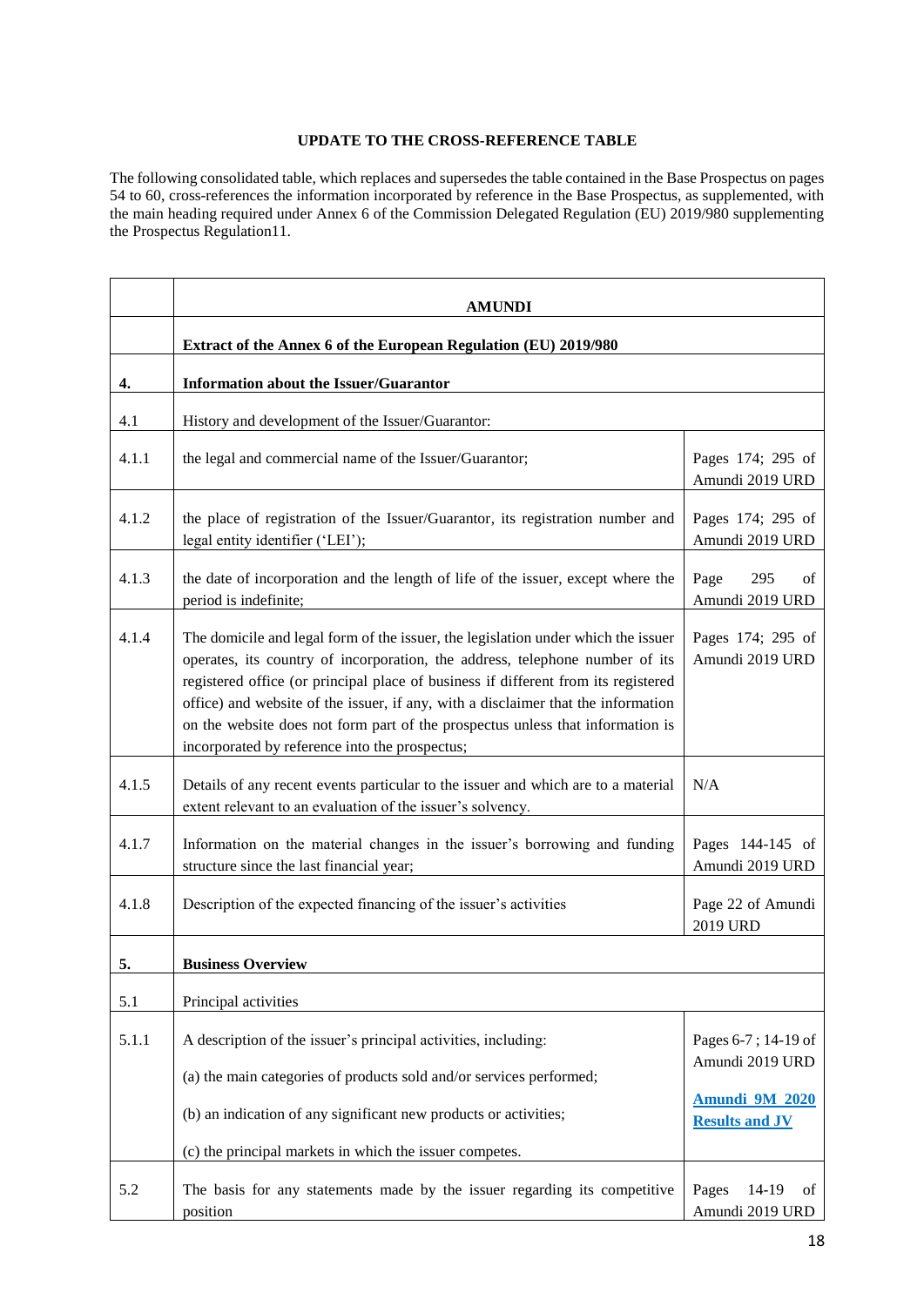## UPDATE TO THE CROSS-REFERENCE TABLE

The following consolidated table, which replaces and supersedes the table contained in the Base Prospectus on pages 54 to 60, cross-references the information incorporated by reference in the Base Prospectus, as supplemented, with the main heading required under Annex 6 of the Commission Delegated Regulation (EU) 2019/980 supplementing the Prospectus Regulation11.

| | **AMUNDI** | |
|---|---|---|
| | **Extract of the Annex 6 of the European Regulation (EU) 2019/980** | |
| **4.** | **Information about the Issuer/Guarantor** | |
| 4.1 | History and development of the Issuer/Guarantor: | |
| 4.1.1 | the legal and commercial name of the Issuer/Guarantor; | Pages 174; 295 of Amundi 2019 URD |
| 4.1.2 | the place of registration of the Issuer/Guarantor, its registration number and legal entity identifier ('LEI'); | Pages 174; 295 of Amundi 2019 URD |
| 4.1.3 | the date of incorporation and the length of life of the issuer, except where the period is indefinite; | Page 295 of Amundi 2019 URD |
| 4.1.4 | The domicile and legal form of the issuer, the legislation under which the issuer operates, its country of incorporation, the address, telephone number of its registered office (or principal place of business if different from its registered office) and website of the issuer, if any, with a disclaimer that the information on the website does not form part of the prospectus unless that information is incorporated by reference into the prospectus; | Pages 174; 295 of Amundi 2019 URD |
| 4.1.5 | Details of any recent events particular to the issuer and which are to a material extent relevant to an evaluation of the issuer's solvency. | N/A |
| 4.1.7 | Information on the material changes in the issuer's borrowing and funding structure since the last financial year; | Pages 144-145 of Amundi 2019 URD |
| 4.1.8 | Description of the expected financing of the issuer's activities | Page 22 of Amundi 2019 URD |
| **5.** | **Business Overview** | |
| 5.1 | Principal activities | |
| 5.1.1 | A description of the issuer's principal activities, including:<br><br>(a) the main categories of products sold and/or services performed;<br><br>(b) an indication of any significant new products or activities;<br><br>(c) the principal markets in which the issuer competes. | Pages 6-7 ; 14-19 of Amundi 2019 URD<br><br>**Amundi 9M 2020 Results and JV** |
| 5.2 | The basis for any statements made by the issuer regarding its competitive position | Pages 14-19 of Amundi 2019 URD |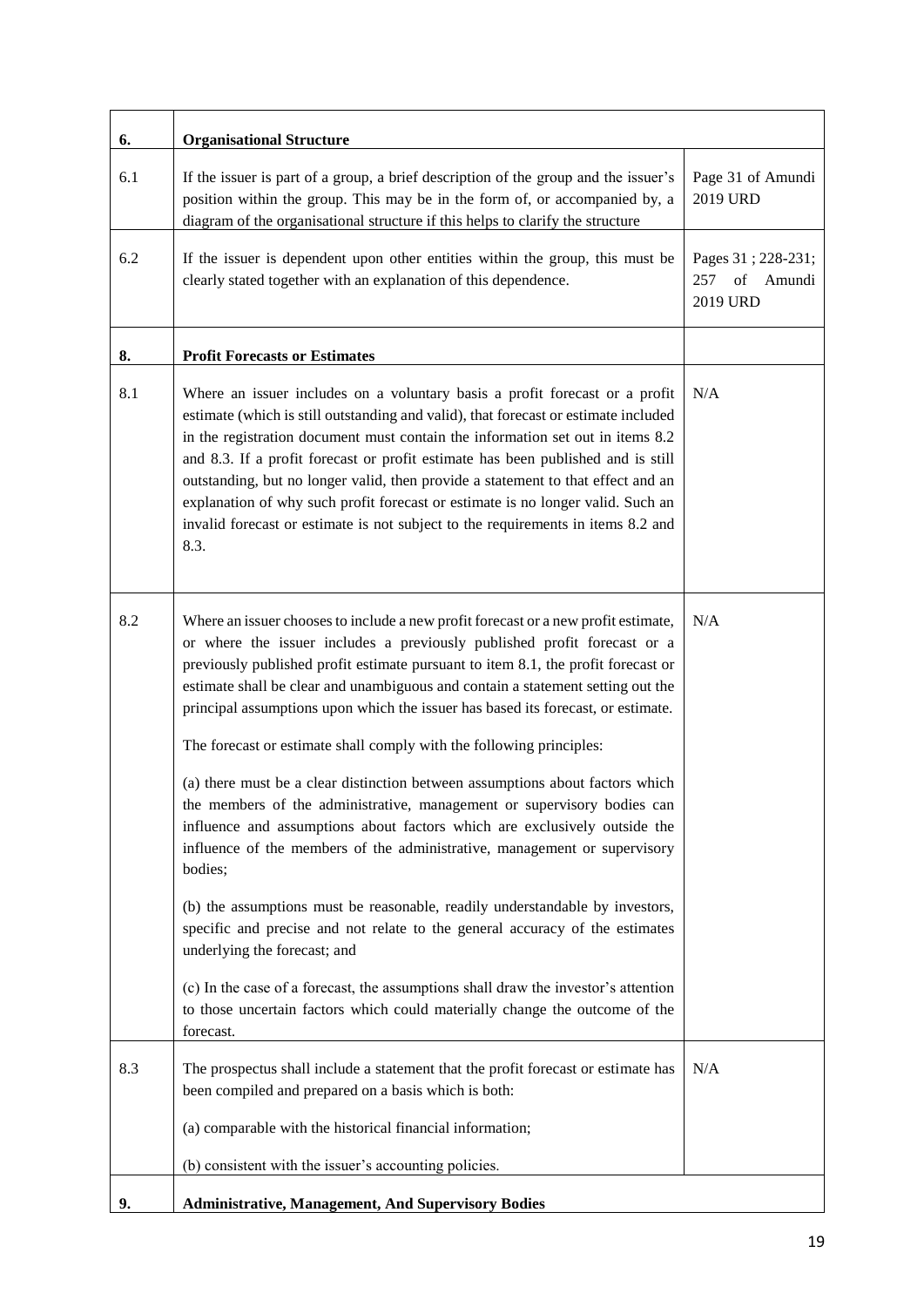| | | |
|---|---|---|
| **6.** | **Organisational Structure** | |
| 6.1 | If the issuer is part of a group, a brief description of the group and the issuer's position within the group. This may be in the form of, or accompanied by, a diagram of the organisational structure if this helps to clarify the structure | Page 31 of Amundi 2019 URD |
| 6.2 | If the issuer is dependent upon other entities within the group, this must be clearly stated together with an explanation of this dependence. | Pages 31 ; 228-231; 257 of Amundi 2019 URD |
| **8.** | **Profit Forecasts or Estimates** | |
| 8.1 | Where an issuer includes on a voluntary basis a profit forecast or a profit estimate (which is still outstanding and valid), that forecast or estimate included in the registration document must contain the information set out in items 8.2 and 8.3. If a profit forecast or profit estimate has been published and is still outstanding, but no longer valid, then provide a statement to that effect and an explanation of why such profit forecast or estimate is no longer valid. Such an invalid forecast or estimate is not subject to the requirements in items 8.2 and 8.3. | N/A |
| 8.2 | Where an issuer chooses to include a new profit forecast or a new profit estimate, or where the issuer includes a previously published profit forecast or a previously published profit estimate pursuant to item 8.1, the profit forecast or estimate shall be clear and unambiguous and contain a statement setting out the principal assumptions upon which the issuer has based its forecast, or estimate.<br><br>The forecast or estimate shall comply with the following principles:<br><br>(a) there must be a clear distinction between assumptions about factors which the members of the administrative, management or supervisory bodies can influence and assumptions about factors which are exclusively outside the influence of the members of the administrative, management or supervisory bodies;<br><br>(b) the assumptions must be reasonable, readily understandable by investors, specific and precise and not relate to the general accuracy of the estimates underlying the forecast; and<br><br>(c) In the case of a forecast, the assumptions shall draw the investor's attention to those uncertain factors which could materially change the outcome of the forecast. | N/A |
| 8.3 | The prospectus shall include a statement that the profit forecast or estimate has been compiled and prepared on a basis which is both:<br><br>(a) comparable with the historical financial information;<br><br>(b) consistent with the issuer's accounting policies. | N/A |
| **9.** | **Administrative, Management, And Supervisory Bodies** | |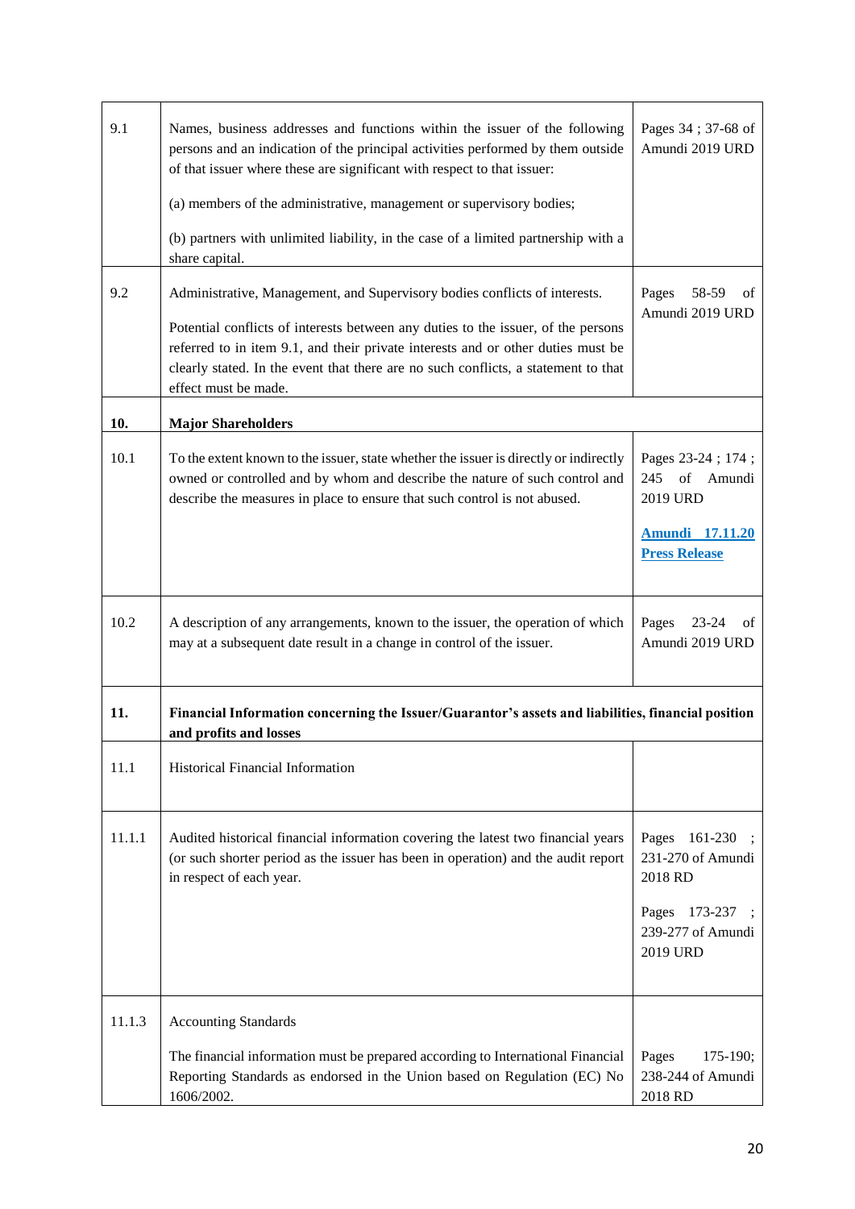| | | |
|---|---|---|
| 9.1 | Names, business addresses and functions within the issuer of the following persons and an indication of the principal activities performed by them outside of that issuer where these are significant with respect to that issuer:<br><br>(a) members of the administrative, management or supervisory bodies;<br><br>(b) partners with unlimited liability, in the case of a limited partnership with a share capital. | Pages 34 ; 37-68 of Amundi 2019 URD |
| 9.2 | Administrative, Management, and Supervisory bodies conflicts of interests.<br><br>Potential conflicts of interests between any duties to the issuer, of the persons referred to in item 9.1, and their private interests and or other duties must be clearly stated. In the event that there are no such conflicts, a statement to that effect must be made. | Pages 58-59 of Amundi 2019 URD |
| **10.** | **Major Shareholders** | |
| 10.1 | To the extent known to the issuer, state whether the issuer is directly or indirectly owned or controlled and by whom and describe the nature of such control and describe the measures in place to ensure that such control is not abused. | Pages 23-24 ; 174 ; 245 of Amundi 2019 URD<br><br>**Amundi 17.11.20 Press Release** |
| 10.2 | A description of any arrangements, known to the issuer, the operation of which may at a subsequent date result in a change in control of the issuer. | Pages 23-24 of Amundi 2019 URD |
| **11.** | **Financial Information concerning the Issuer/Guarantor's assets and liabilities, financial position and profits and losses** | |
| 11.1 | Historical Financial Information | |
| 11.1.1 | Audited historical financial information covering the latest two financial years (or such shorter period as the issuer has been in operation) and the audit report in respect of each year. | Pages 161-230 ; 231-270 of Amundi 2018 RD<br><br>Pages 173-237 ; 239-277 of Amundi 2019 URD |
| 11.1.3 | Accounting Standards<br><br>The financial information must be prepared according to International Financial Reporting Standards as endorsed in the Union based on Regulation (EC) No 1606/2002. | Pages 175-190; 238-244 of Amundi 2018 RD |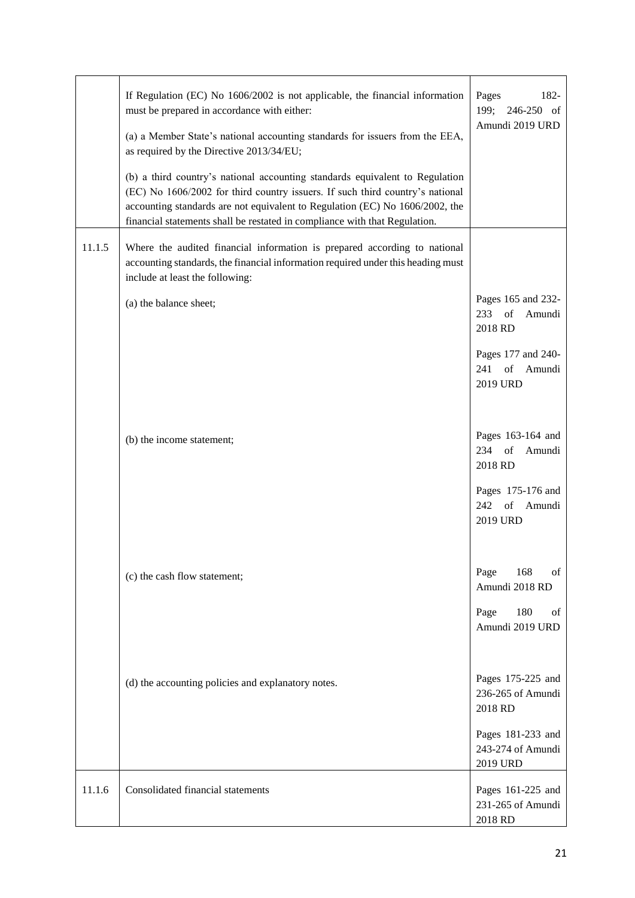| | | |
|---|---|---|
| | If Regulation (EC) No 1606/2002 is not applicable, the financial information must be prepared in accordance with either:<br><br>(a) a Member State's national accounting standards for issuers from the EEA, as required by the Directive 2013/34/EU;<br><br>(b) a third country's national accounting standards equivalent to Regulation (EC) No 1606/2002 for third country issuers. If such third country's national accounting standards are not equivalent to Regulation (EC) No 1606/2002, the financial statements shall be restated in compliance with that Regulation. | Pages 182-199; 246-250 of Amundi 2019 URD |
| 11.1.5 | Where the audited financial information is prepared according to national accounting standards, the financial information required under this heading must include at least the following: | |
| | (a) the balance sheet; | Pages 165 and 232-233 of Amundi 2018 RD<br><br>Pages 177 and 240-241 of Amundi 2019 URD |
| | (b) the income statement; | Pages 163-164 and 234 of Amundi 2018 RD<br><br>Pages 175-176 and 242 of Amundi 2019 URD |
| | (c) the cash flow statement; | Page 168 of Amundi 2018 RD<br><br>Page 180 of Amundi 2019 URD |
| | (d) the accounting policies and explanatory notes. | Pages 175-225 and 236-265 of Amundi 2018 RD<br><br>Pages 181-233 and 243-274 of Amundi 2019 URD |
| 11.1.6 | Consolidated financial statements | Pages 161-225 and 231-265 of Amundi 2018 RD |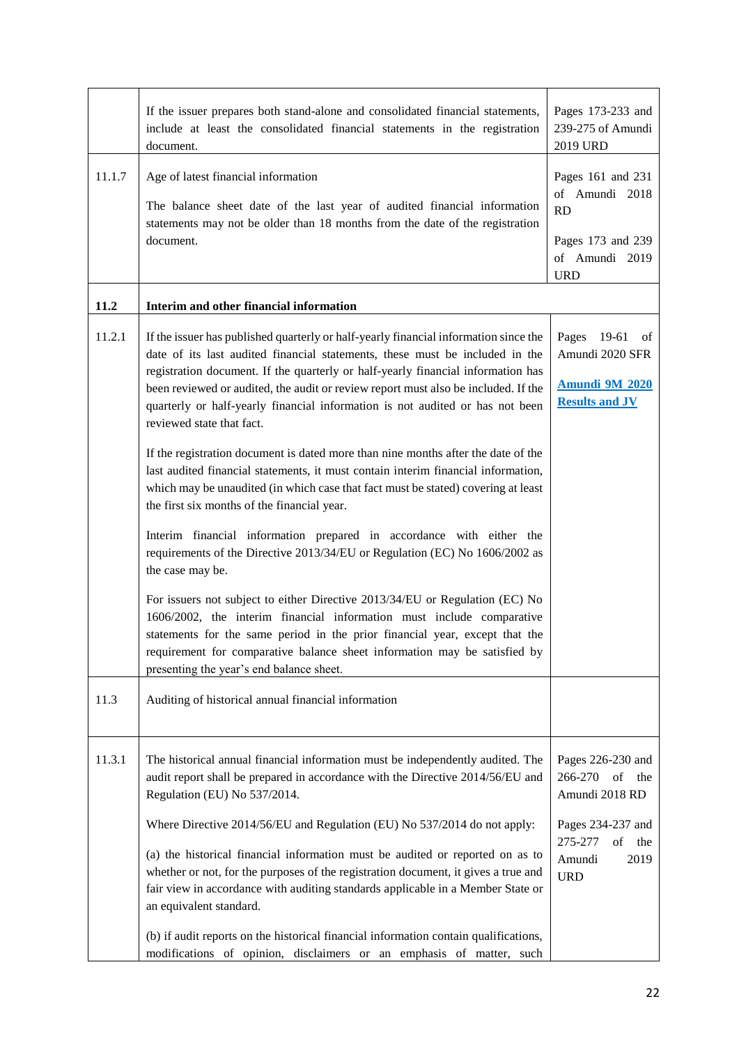| | | |
|---|---|---|
| | If the issuer prepares both stand-alone and consolidated financial statements, include at least the consolidated financial statements in the registration document. | Pages 173-233 and 239-275 of Amundi 2019 URD |
| 11.1.7 | Age of latest financial information<br><br>The balance sheet date of the last year of audited financial information statements may not be older than 18 months from the date of the registration document. | Pages 161 and 231 of Amundi 2018 RD<br><br>Pages 173 and 239 of Amundi 2019 URD |
| **11.2** | **Interim and other financial information** | |
| 11.2.1 | If the issuer has published quarterly or half-yearly financial information since the date of its last audited financial statements, these must be included in the registration document. If the quarterly or half-yearly financial information has been reviewed or audited, the audit or review report must also be included. If the quarterly or half-yearly financial information is not audited or has not been reviewed state that fact.<br><br>If the registration document is dated more than nine months after the date of the last audited financial statements, it must contain interim financial information, which may be unaudited (in which case that fact must be stated) covering at least the first six months of the financial year.<br><br>Interim financial information prepared in accordance with either the requirements of the Directive 2013/34/EU or Regulation (EC) No 1606/2002 as the case may be.<br><br>For issuers not subject to either Directive 2013/34/EU or Regulation (EC) No 1606/2002, the interim financial information must include comparative statements for the same period in the prior financial year, except that the requirement for comparative balance sheet information may be satisfied by presenting the year's end balance sheet. | Pages 19-61 of Amundi 2020 SFR<br><br>**Amundi 9M 2020 Results and JV** |
| 11.3 | Auditing of historical annual financial information | |
| 11.3.1 | The historical annual financial information must be independently audited. The audit report shall be prepared in accordance with the Directive 2014/56/EU and Regulation (EU) No 537/2014.<br><br>Where Directive 2014/56/EU and Regulation (EU) No 537/2014 do not apply:<br><br>(a) the historical financial information must be audited or reported on as to whether or not, for the purposes of the registration document, it gives a true and fair view in accordance with auditing standards applicable in a Member State or an equivalent standard.<br><br>(b) if audit reports on the historical financial information contain qualifications, modifications of opinion, disclaimers or an emphasis of matter, such | Pages 226-230 and 266-270 of the Amundi 2018 RD<br><br>Pages 234-237 and 275-277 of the Amundi 2019 URD |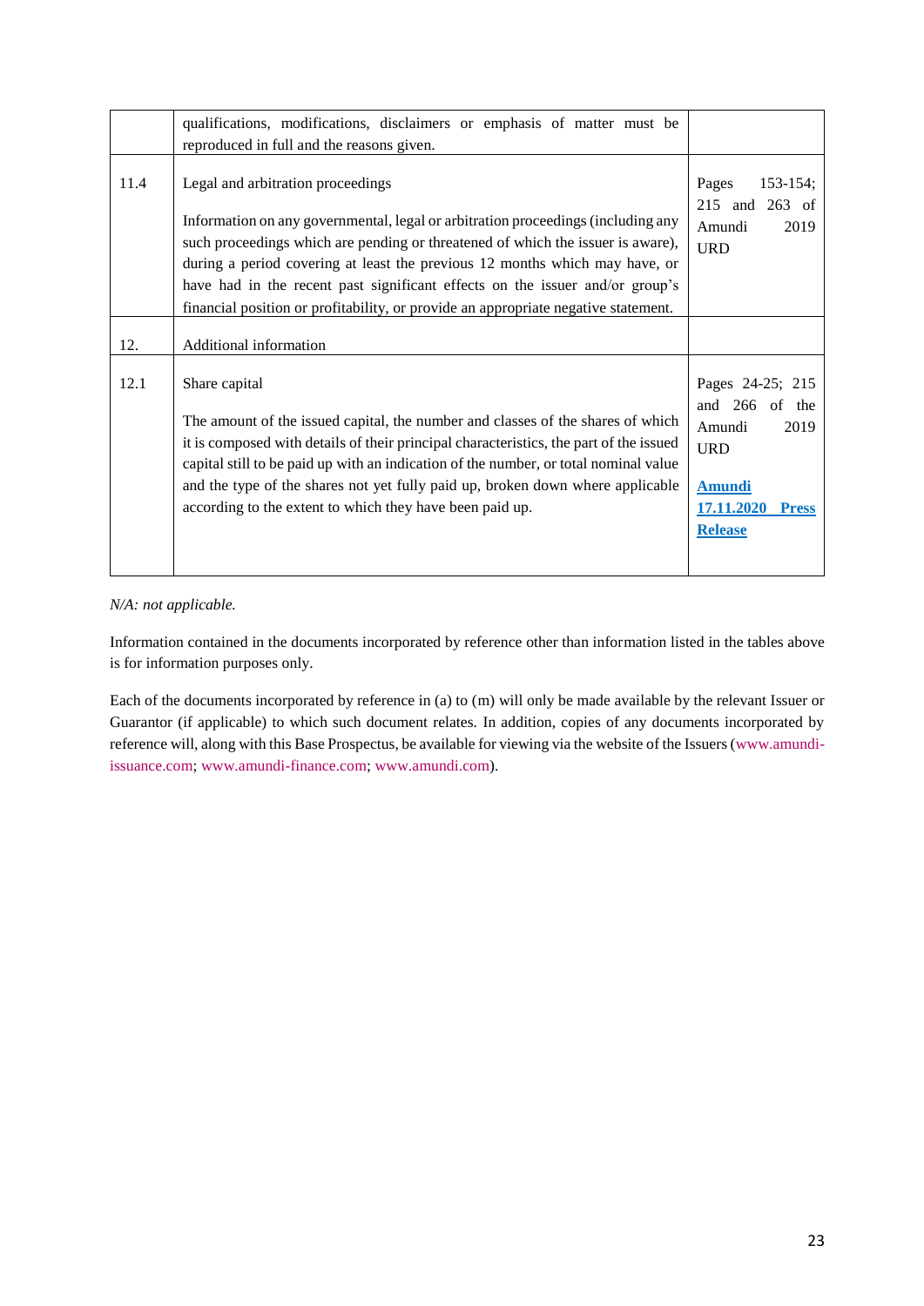|  |  |  |
|---|---|---|
|  | qualifications, modifications, disclaimers or emphasis of matter must be reproduced in full and the reasons given. |  |
| 11.4 | Legal and arbitration proceedings<br><br>Information on any governmental, legal or arbitration proceedings (including any such proceedings which are pending or threatened of which the issuer is aware), during a period covering at least the previous 12 months which may have, or have had in the recent past significant effects on the issuer and/or group's financial position or profitability, or provide an appropriate negative statement. | Pages 153-154; 215 and 263 of Amundi 2019 URD |
| 12. | Additional information |  |
| 12.1 | Share capital<br><br>The amount of the issued capital, the number and classes of the shares of which it is composed with details of their principal characteristics, the part of the issued capital still to be paid up with an indication of the number, or total nominal value and the type of the shares not yet fully paid up, broken down where applicable according to the extent to which they have been paid up. | Pages 24-25; 215 and 266 of the Amundi 2019 URD<br><br>**Amundi 17.11.2020 Press Release** |

*N/A: not applicable.*

Information contained in the documents incorporated by reference other than information listed in the tables above is for information purposes only.

Each of the documents incorporated by reference in (a) to (m) will only be made available by the relevant Issuer or Guarantor (if applicable) to which such document relates. In addition, copies of any documents incorporated by reference will, along with this Base Prospectus, be available for viewing via the website of the Issuers (www.amundi-issuance.com; www.amundi-finance.com; www.amundi.com).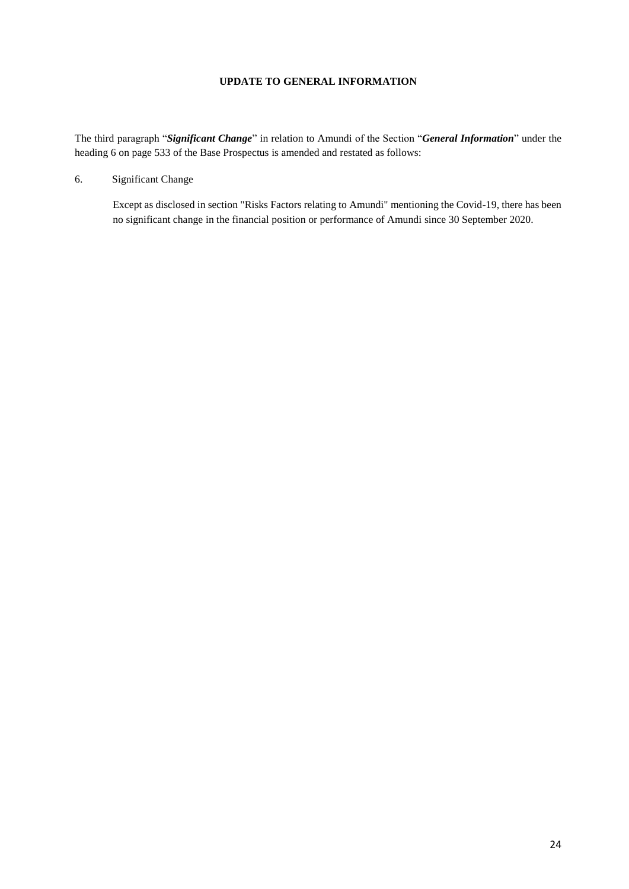## UPDATE TO GENERAL INFORMATION

The third paragraph "***Significant Change***" in relation to Amundi of the Section "***General Information***" under the heading 6 on page 533 of the Base Prospectus is amended and restated as follows:

6. Significant Change

   Except as disclosed in section "Risks Factors relating to Amundi" mentioning the Covid-19, there has been no significant change in the financial position or performance of Amundi since 30 September 2020.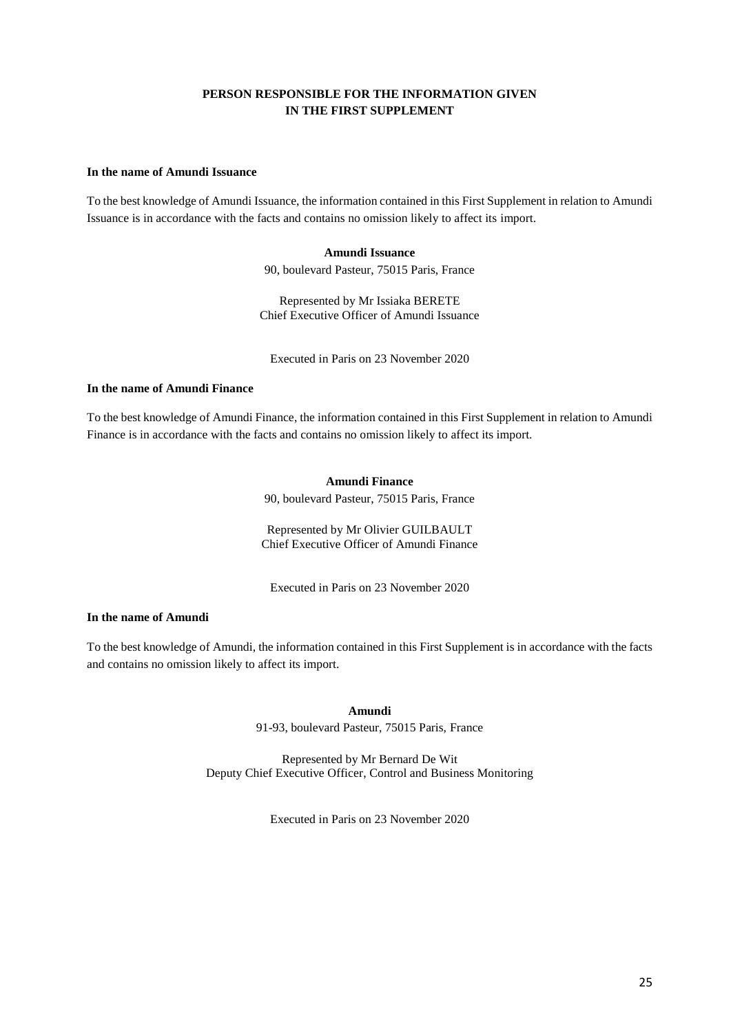# PERSON RESPONSIBLE FOR THE INFORMATION GIVEN IN THE FIRST SUPPLEMENT

**In the name of Amundi Issuance**

To the best knowledge of Amundi Issuance, the information contained in this First Supplement in relation to Amundi Issuance is in accordance with the facts and contains no omission likely to affect its import.

**Amundi Issuance**
90, boulevard Pasteur, 75015 Paris, France

Represented by Mr Issiaka BERETE
Chief Executive Officer of Amundi Issuance

Executed in Paris on 23 November 2020

**In the name of Amundi Finance**

To the best knowledge of Amundi Finance, the information contained in this First Supplement in relation to Amundi Finance is in accordance with the facts and contains no omission likely to affect its import.

**Amundi Finance**
90, boulevard Pasteur, 75015 Paris, France

Represented by Mr Olivier GUILBAULT
Chief Executive Officer of Amundi Finance

Executed in Paris on 23 November 2020

**In the name of Amundi**

To the best knowledge of Amundi, the information contained in this First Supplement is in accordance with the facts and contains no omission likely to affect its import.

**Amundi**
91-93, boulevard Pasteur, 75015 Paris, France

Represented by Mr Bernard De Wit
Deputy Chief Executive Officer, Control and Business Monitoring

Executed in Paris on 23 November 2020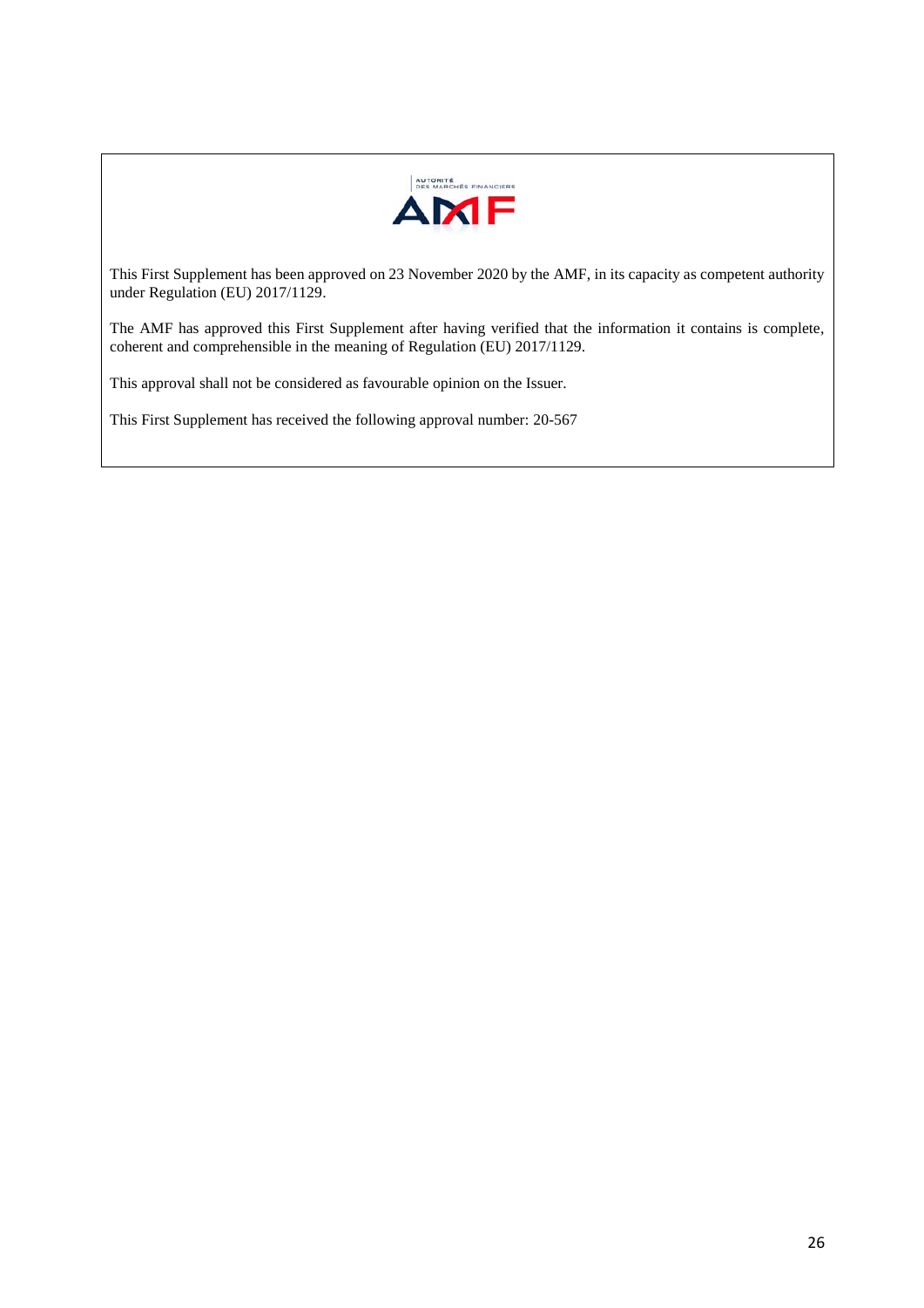AUTORITÉ DES MARCHÉS FINANCIERS

AMF

This First Supplement has been approved on 23 November 2020 by the AMF, in its capacity as competent authority under Regulation (EU) 2017/1129.

The AMF has approved this First Supplement after having verified that the information it contains is complete, coherent and comprehensible in the meaning of Regulation (EU) 2017/1129.

This approval shall not be considered as favourable opinion on the Issuer.

This First Supplement has received the following approval number: 20-567